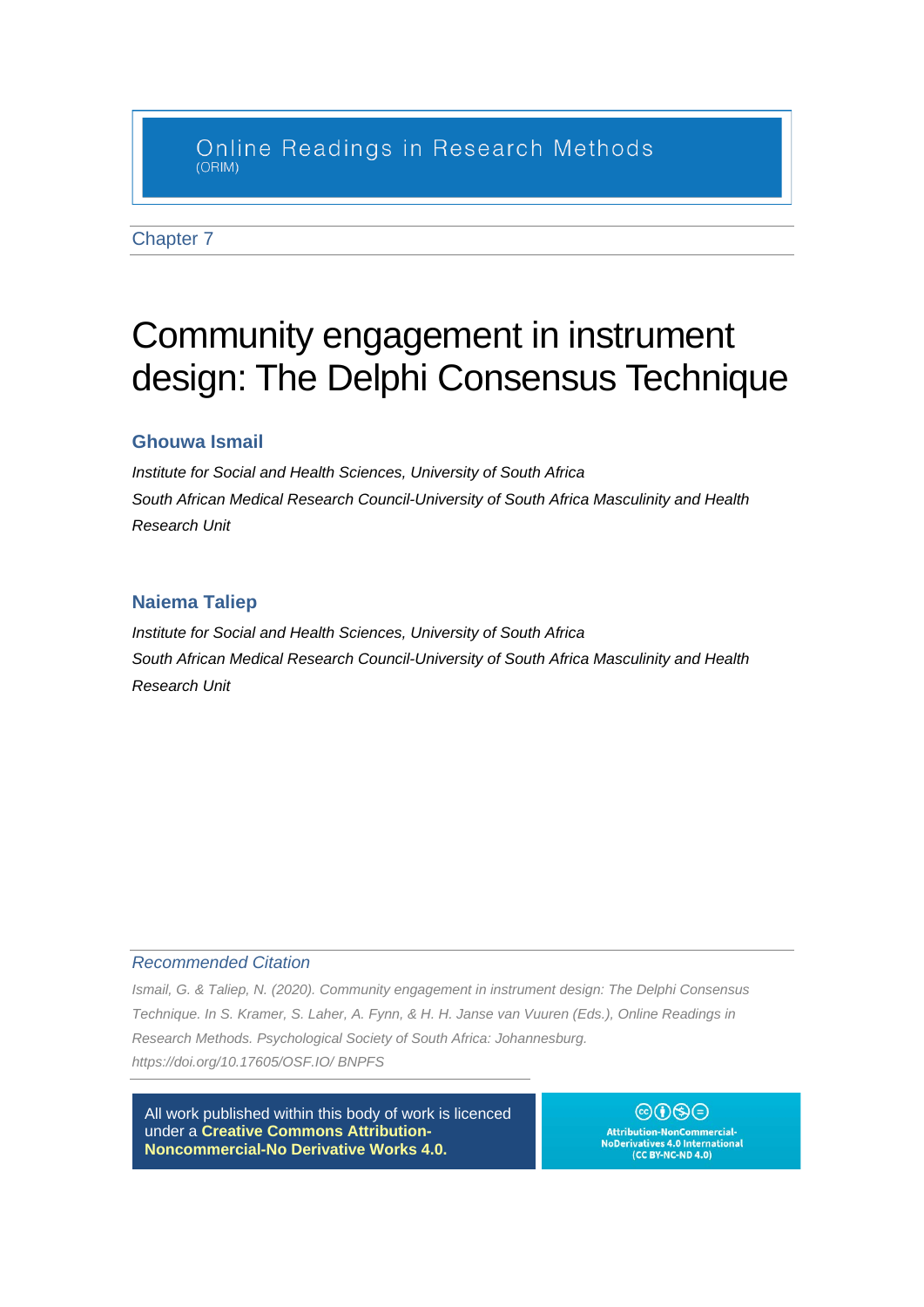Online Readings in Research Methods
(ORIM)

Chapter 7

# Community engagement in instrument design: The Delphi Consensus Technique

### Ghouwa Ismail

*Institute for Social and Health Sciences, University of South Africa*
*South African Medical Research Council-University of South Africa Masculinity and Health Research Unit*

### Naiema Taliep

*Institute for Social and Health Sciences, University of South Africa*
*South African Medical Research Council-University of South Africa Masculinity and Health Research Unit*

*Recommended Citation*

*Ismail, G. & Taliep, N. (2020). Community engagement in instrument design: The Delphi Consensus Technique. In S. Kramer, S. Laher, A. Fynn, & H. H. Janse van Vuuren (Eds.), Online Readings in Research Methods. Psychological Society of South Africa: Johannesburg. https://doi.org/10.17605/OSF.IO/ BNPFS*

All work published within this body of work is licenced under a **Creative Commons Attribution-Noncommercial-No Derivative Works 4.0.**

Attribution-NonCommercial-NoDerivatives 4.0 International (CC BY-NC-ND 4.0)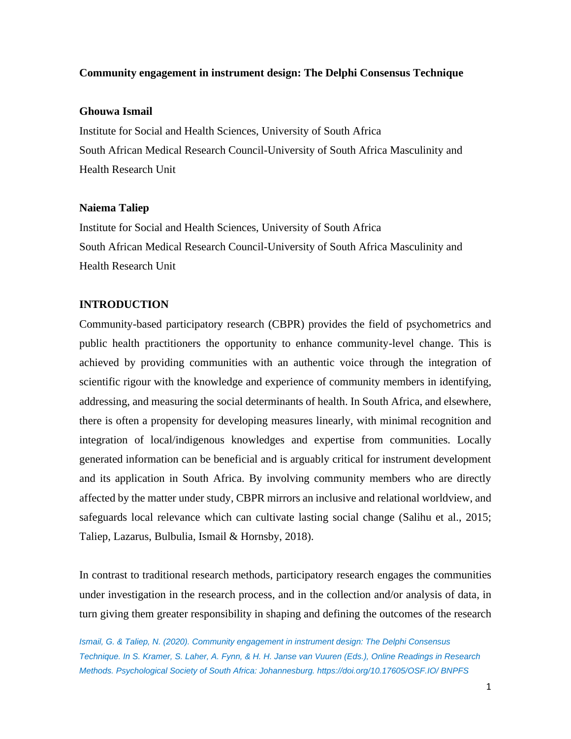**Community engagement in instrument design: The Delphi Consensus Technique**

**Ghouwa Ismail**

Institute for Social and Health Sciences, University of South Africa

South African Medical Research Council-University of South Africa Masculinity and Health Research Unit

**Naiema Taliep**

Institute for Social and Health Sciences, University of South Africa

South African Medical Research Council-University of South Africa Masculinity and Health Research Unit

## INTRODUCTION

Community-based participatory research (CBPR) provides the field of psychometrics and public health practitioners the opportunity to enhance community-level change. This is achieved by providing communities with an authentic voice through the integration of scientific rigour with the knowledge and experience of community members in identifying, addressing, and measuring the social determinants of health. In South Africa, and elsewhere, there is often a propensity for developing measures linearly, with minimal recognition and integration of local/indigenous knowledges and expertise from communities. Locally generated information can be beneficial and is arguably critical for instrument development and its application in South Africa. By involving community members who are directly affected by the matter under study, CBPR mirrors an inclusive and relational worldview, and safeguards local relevance which can cultivate lasting social change (Salihu et al., 2015; Taliep, Lazarus, Bulbulia, Ismail & Hornsby, 2018).

In contrast to traditional research methods, participatory research engages the communities under investigation in the research process, and in the collection and/or analysis of data, in turn giving them greater responsibility in shaping and defining the outcomes of the research

*Ismail, G. & Taliep, N. (2020). Community engagement in instrument design: The Delphi Consensus Technique. In S. Kramer, S. Laher, A. Fynn, & H. H. Janse van Vuuren (Eds.), Online Readings in Research Methods. Psychological Society of South Africa: Johannesburg. https://doi.org/10.17605/OSF.IO/ BNPFS*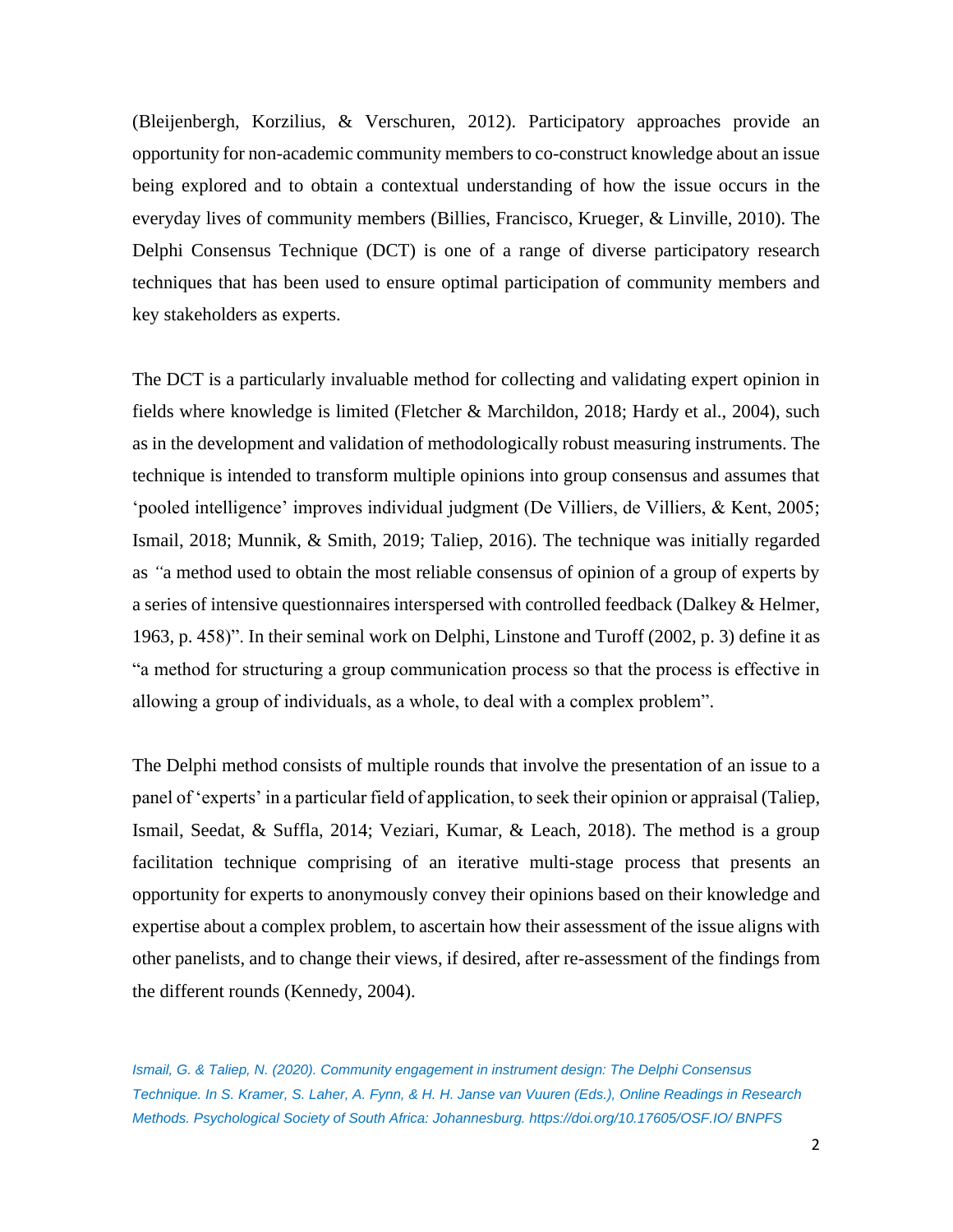(Bleijenbergh, Korzilius, & Verschuren, 2012). Participatory approaches provide an opportunity for non-academic community members to co-construct knowledge about an issue being explored and to obtain a contextual understanding of how the issue occurs in the everyday lives of community members (Billies, Francisco, Krueger, & Linville, 2010). The Delphi Consensus Technique (DCT) is one of a range of diverse participatory research techniques that has been used to ensure optimal participation of community members and key stakeholders as experts.

The DCT is a particularly invaluable method for collecting and validating expert opinion in fields where knowledge is limited (Fletcher & Marchildon, 2018; Hardy et al., 2004), such as in the development and validation of methodologically robust measuring instruments. The technique is intended to transform multiple opinions into group consensus and assumes that 'pooled intelligence' improves individual judgment (De Villiers, de Villiers, & Kent, 2005; Ismail, 2018; Munnik, & Smith, 2019; Taliep, 2016). The technique was initially regarded as *"*a method used to obtain the most reliable consensus of opinion of a group of experts by a series of intensive questionnaires interspersed with controlled feedback (Dalkey & Helmer, 1963, p. 458)". In their seminal work on Delphi, Linstone and Turoff (2002, p. 3) define it as "a method for structuring a group communication process so that the process is effective in allowing a group of individuals, as a whole, to deal with a complex problem".

The Delphi method consists of multiple rounds that involve the presentation of an issue to a panel of 'experts' in a particular field of application, to seek their opinion or appraisal (Taliep, Ismail, Seedat, & Suffla, 2014; Veziari, Kumar, & Leach, 2018). The method is a group facilitation technique comprising of an iterative multi-stage process that presents an opportunity for experts to anonymously convey their opinions based on their knowledge and expertise about a complex problem, to ascertain how their assessment of the issue aligns with other panelists, and to change their views, if desired, after re-assessment of the findings from the different rounds (Kennedy, 2004).

*Ismail, G. & Taliep, N. (2020). Community engagement in instrument design: The Delphi Consensus Technique. In S. Kramer, S. Laher, A. Fynn, & H. H. Janse van Vuuren (Eds.), Online Readings in Research Methods. Psychological Society of South Africa: Johannesburg. https://doi.org/10.17605/OSF.IO/ BNPFS*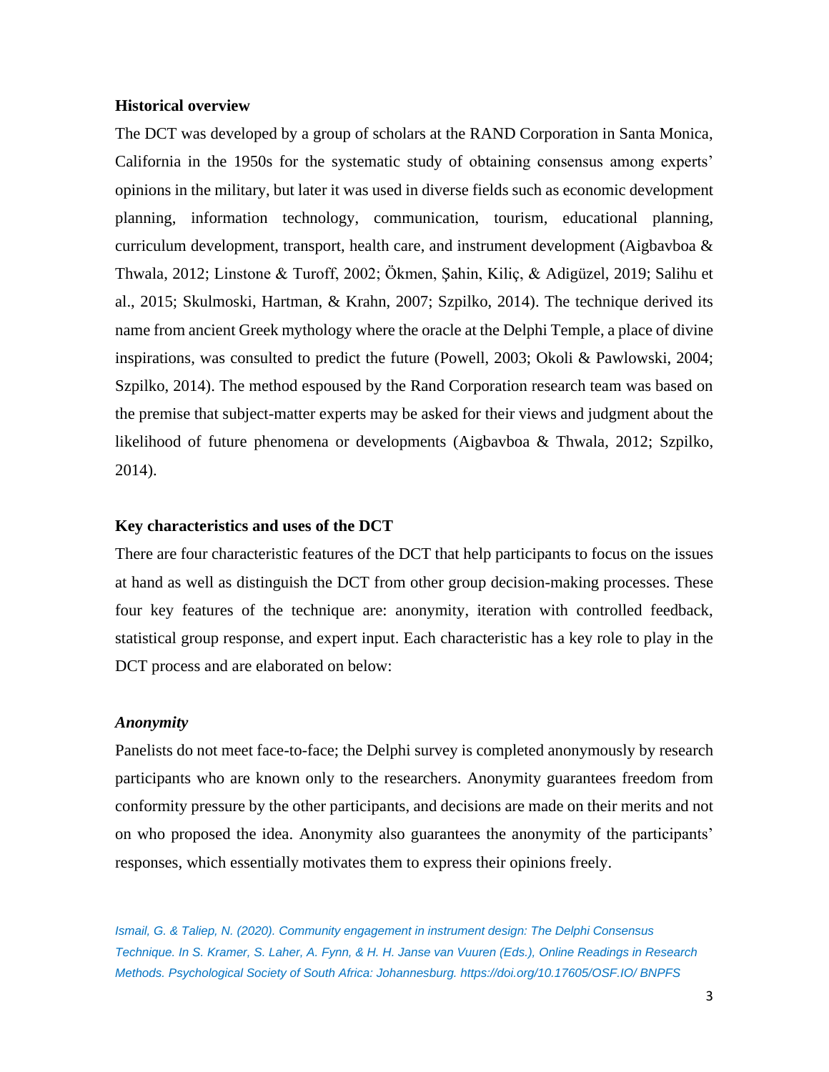### Historical overview

The DCT was developed by a group of scholars at the RAND Corporation in Santa Monica, California in the 1950s for the systematic study of obtaining consensus among experts' opinions in the military, but later it was used in diverse fields such as economic development planning, information technology, communication, tourism, educational planning, curriculum development, transport, health care, and instrument development (Aigbavboa & Thwala, 2012; Linstone & Turoff, 2002; Ökmen, Şahin, Kiliç, & Adigüzel, 2019; Salihu et al., 2015; Skulmoski, Hartman, & Krahn, 2007; Szpilko, 2014). The technique derived its name from ancient Greek mythology where the oracle at the Delphi Temple, a place of divine inspirations, was consulted to predict the future (Powell, 2003; Okoli & Pawlowski, 2004; Szpilko, 2014). The method espoused by the Rand Corporation research team was based on the premise that subject-matter experts may be asked for their views and judgment about the likelihood of future phenomena or developments (Aigbavboa & Thwala, 2012; Szpilko, 2014).

### Key characteristics and uses of the DCT

There are four characteristic features of the DCT that help participants to focus on the issues at hand as well as distinguish the DCT from other group decision-making processes. These four key features of the technique are: anonymity, iteration with controlled feedback, statistical group response, and expert input. Each characteristic has a key role to play in the DCT process and are elaborated on below:

#### *Anonymity*

Panelists do not meet face-to-face; the Delphi survey is completed anonymously by research participants who are known only to the researchers. Anonymity guarantees freedom from conformity pressure by the other participants, and decisions are made on their merits and not on who proposed the idea. Anonymity also guarantees the anonymity of the participants' responses, which essentially motivates them to express their opinions freely.

*Ismail, G. & Taliep, N. (2020). Community engagement in instrument design: The Delphi Consensus Technique. In S. Kramer, S. Laher, A. Fynn, & H. H. Janse van Vuuren (Eds.), Online Readings in Research Methods. Psychological Society of South Africa: Johannesburg. https://doi.org/10.17605/OSF.IO/ BNPFS*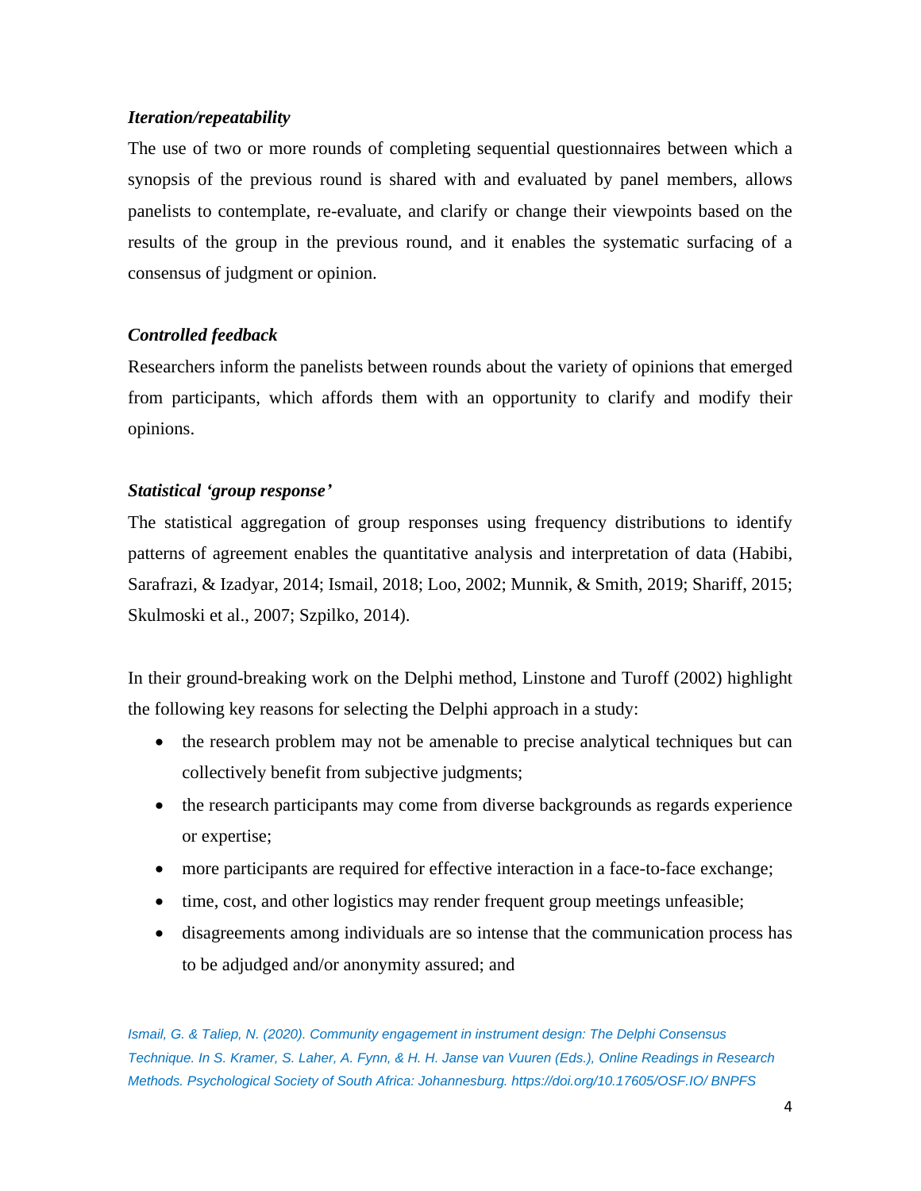***Iteration/repeatability***

The use of two or more rounds of completing sequential questionnaires between which a synopsis of the previous round is shared with and evaluated by panel members, allows panelists to contemplate, re-evaluate, and clarify or change their viewpoints based on the results of the group in the previous round, and it enables the systematic surfacing of a consensus of judgment or opinion.

***Controlled feedback***

Researchers inform the panelists between rounds about the variety of opinions that emerged from participants, which affords them with an opportunity to clarify and modify their opinions.

***Statistical 'group response'***

The statistical aggregation of group responses using frequency distributions to identify patterns of agreement enables the quantitative analysis and interpretation of data (Habibi, Sarafrazi, & Izadyar, 2014; Ismail, 2018; Loo, 2002; Munnik, & Smith, 2019; Shariff, 2015; Skulmoski et al., 2007; Szpilko, 2014).

In their ground-breaking work on the Delphi method, Linstone and Turoff (2002) highlight the following key reasons for selecting the Delphi approach in a study:

- the research problem may not be amenable to precise analytical techniques but can collectively benefit from subjective judgments;
- the research participants may come from diverse backgrounds as regards experience or expertise;
- more participants are required for effective interaction in a face-to-face exchange;
- time, cost, and other logistics may render frequent group meetings unfeasible;
- disagreements among individuals are so intense that the communication process has to be adjudged and/or anonymity assured; and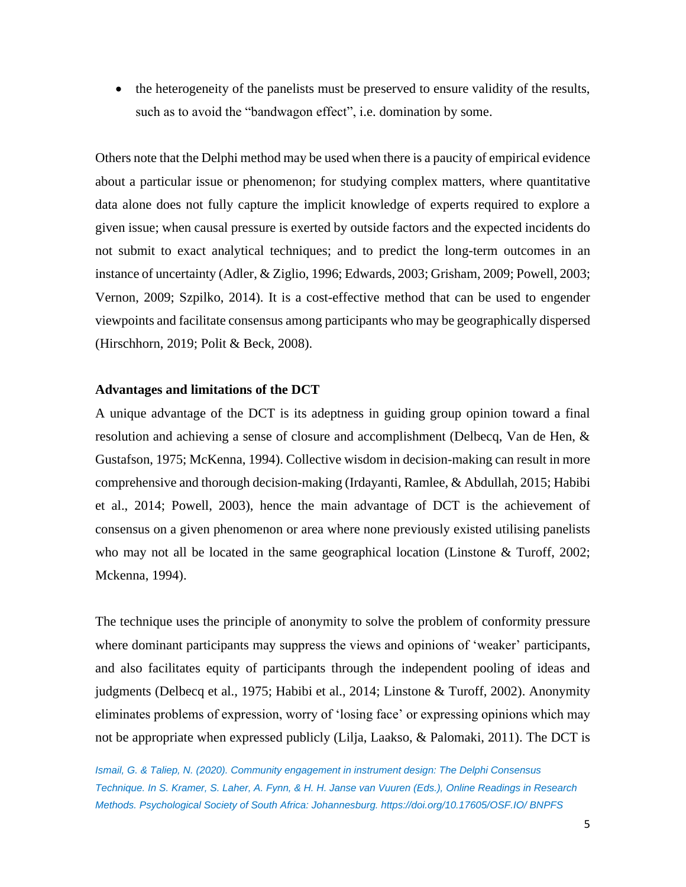- the heterogeneity of the panelists must be preserved to ensure validity of the results, such as to avoid the "bandwagon effect", i.e. domination by some.

Others note that the Delphi method may be used when there is a paucity of empirical evidence about a particular issue or phenomenon; for studying complex matters, where quantitative data alone does not fully capture the implicit knowledge of experts required to explore a given issue; when causal pressure is exerted by outside factors and the expected incidents do not submit to exact analytical techniques; and to predict the long-term outcomes in an instance of uncertainty (Adler, & Ziglio, 1996; Edwards, 2003; Grisham, 2009; Powell, 2003; Vernon, 2009; Szpilko, 2014). It is a cost-effective method that can be used to engender viewpoints and facilitate consensus among participants who may be geographically dispersed (Hirschhorn, 2019; Polit & Beck, 2008).

**Advantages and limitations of the DCT**

A unique advantage of the DCT is its adeptness in guiding group opinion toward a final resolution and achieving a sense of closure and accomplishment (Delbecq, Van de Hen, & Gustafson, 1975; McKenna, 1994). Collective wisdom in decision-making can result in more comprehensive and thorough decision-making (Irdayanti, Ramlee, & Abdullah, 2015; Habibi et al., 2014; Powell, 2003), hence the main advantage of DCT is the achievement of consensus on a given phenomenon or area where none previously existed utilising panelists who may not all be located in the same geographical location (Linstone & Turoff, 2002; Mckenna, 1994).

The technique uses the principle of anonymity to solve the problem of conformity pressure where dominant participants may suppress the views and opinions of 'weaker' participants, and also facilitates equity of participants through the independent pooling of ideas and judgments (Delbecq et al., 1975; Habibi et al., 2014; Linstone & Turoff, 2002). Anonymity eliminates problems of expression, worry of 'losing face' or expressing opinions which may not be appropriate when expressed publicly (Lilja, Laakso, & Palomaki, 2011). The DCT is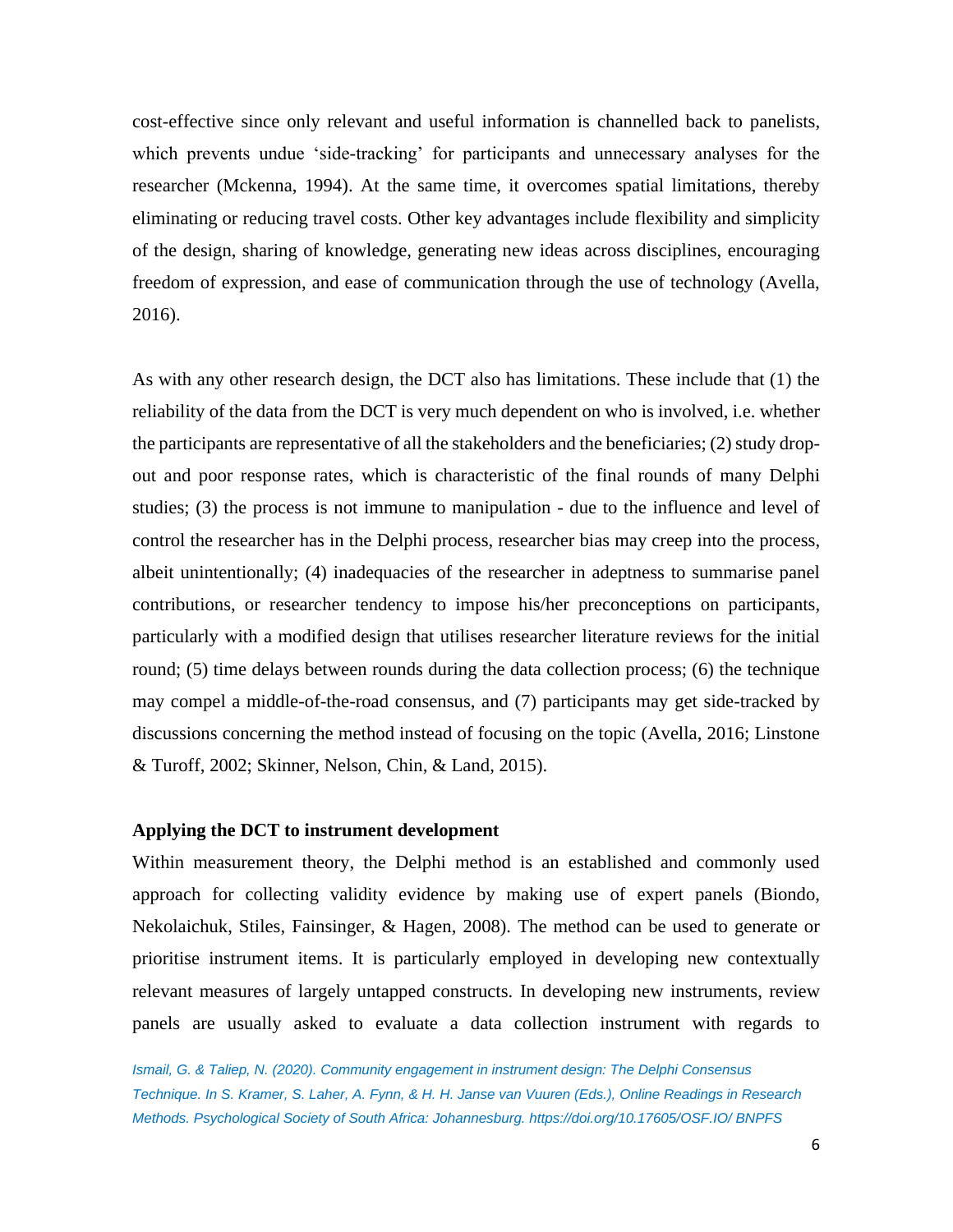cost-effective since only relevant and useful information is channelled back to panelists, which prevents undue 'side-tracking' for participants and unnecessary analyses for the researcher (Mckenna, 1994). At the same time, it overcomes spatial limitations, thereby eliminating or reducing travel costs. Other key advantages include flexibility and simplicity of the design, sharing of knowledge, generating new ideas across disciplines, encouraging freedom of expression, and ease of communication through the use of technology (Avella, 2016).

As with any other research design, the DCT also has limitations. These include that (1) the reliability of the data from the DCT is very much dependent on who is involved, i.e. whether the participants are representative of all the stakeholders and the beneficiaries; (2) study drop-out and poor response rates, which is characteristic of the final rounds of many Delphi studies; (3) the process is not immune to manipulation - due to the influence and level of control the researcher has in the Delphi process, researcher bias may creep into the process, albeit unintentionally; (4) inadequacies of the researcher in adeptness to summarise panel contributions, or researcher tendency to impose his/her preconceptions on participants, particularly with a modified design that utilises researcher literature reviews for the initial round; (5) time delays between rounds during the data collection process; (6) the technique may compel a middle-of-the-road consensus, and (7) participants may get side-tracked by discussions concerning the method instead of focusing on the topic (Avella, 2016; Linstone & Turoff, 2002; Skinner, Nelson, Chin, & Land, 2015).

**Applying the DCT to instrument development**

Within measurement theory, the Delphi method is an established and commonly used approach for collecting validity evidence by making use of expert panels (Biondo, Nekolaichuk, Stiles, Fainsinger, & Hagen, 2008). The method can be used to generate or prioritise instrument items. It is particularly employed in developing new contextually relevant measures of largely untapped constructs. In developing new instruments, review panels are usually asked to evaluate a data collection instrument with regards to

*Ismail, G. & Taliep, N. (2020). Community engagement in instrument design: The Delphi Consensus Technique. In S. Kramer, S. Laher, A. Fynn, & H. H. Janse van Vuuren (Eds.), Online Readings in Research Methods. Psychological Society of South Africa: Johannesburg. https://doi.org/10.17605/OSF.IO/ BNPFS*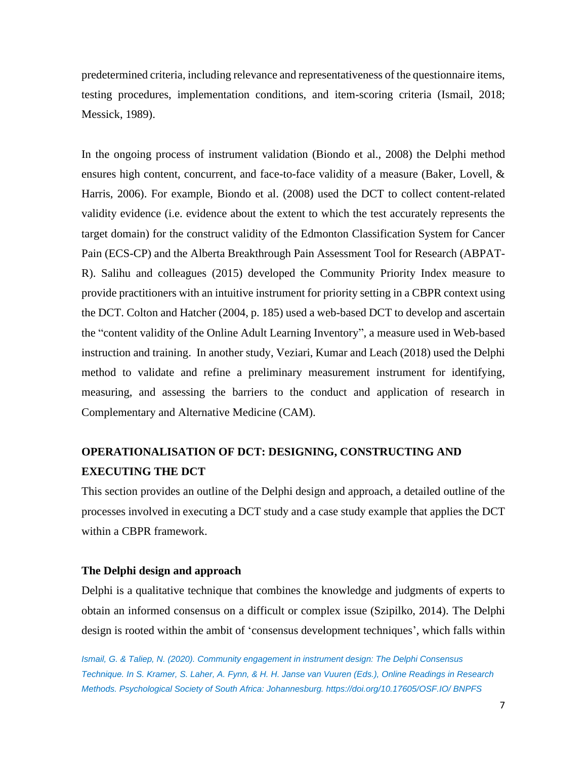predetermined criteria, including relevance and representativeness of the questionnaire items, testing procedures, implementation conditions, and item-scoring criteria (Ismail, 2018; Messick, 1989).

In the ongoing process of instrument validation (Biondo et al., 2008) the Delphi method ensures high content, concurrent, and face-to-face validity of a measure (Baker, Lovell, & Harris, 2006). For example, Biondo et al. (2008) used the DCT to collect content-related validity evidence (i.e. evidence about the extent to which the test accurately represents the target domain) for the construct validity of the Edmonton Classification System for Cancer Pain (ECS-CP) and the Alberta Breakthrough Pain Assessment Tool for Research (ABPAT-R). Salihu and colleagues (2015) developed the Community Priority Index measure to provide practitioners with an intuitive instrument for priority setting in a CBPR context using the DCT. Colton and Hatcher (2004, p. 185) used a web-based DCT to develop and ascertain the "content validity of the Online Adult Learning Inventory", a measure used in Web-based instruction and training. In another study, Veziari, Kumar and Leach (2018) used the Delphi method to validate and refine a preliminary measurement instrument for identifying, measuring, and assessing the barriers to the conduct and application of research in Complementary and Alternative Medicine (CAM).

## OPERATIONALISATION OF DCT: DESIGNING, CONSTRUCTING AND EXECUTING THE DCT

This section provides an outline of the Delphi design and approach, a detailed outline of the processes involved in executing a DCT study and a case study example that applies the DCT within a CBPR framework.

### The Delphi design and approach

Delphi is a qualitative technique that combines the knowledge and judgments of experts to obtain an informed consensus on a difficult or complex issue (Szipilko, 2014). The Delphi design is rooted within the ambit of 'consensus development techniques', which falls within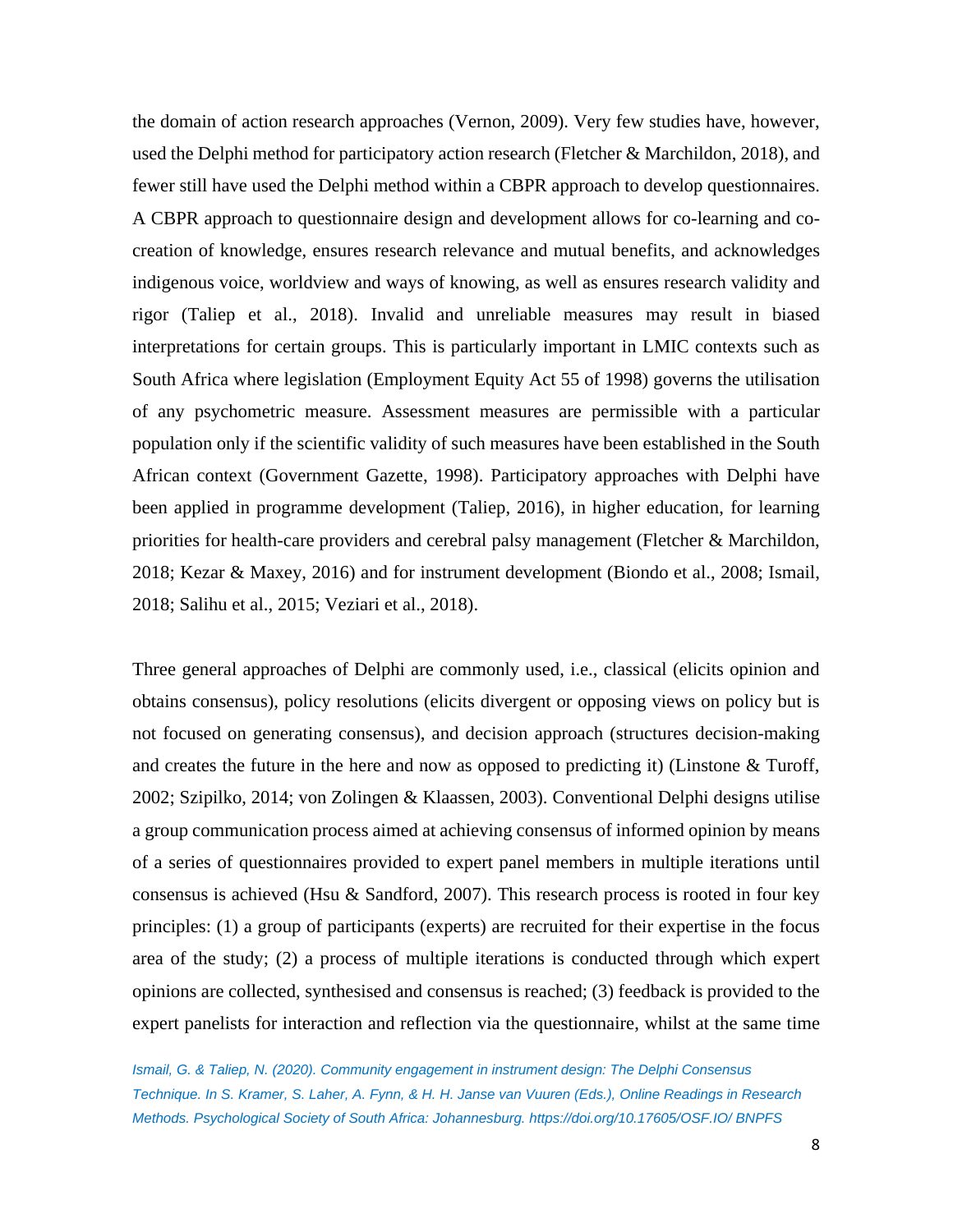the domain of action research approaches (Vernon, 2009). Very few studies have, however, used the Delphi method for participatory action research (Fletcher & Marchildon, 2018), and fewer still have used the Delphi method within a CBPR approach to develop questionnaires. A CBPR approach to questionnaire design and development allows for co-learning and co-creation of knowledge, ensures research relevance and mutual benefits, and acknowledges indigenous voice, worldview and ways of knowing, as well as ensures research validity and rigor (Taliep et al., 2018). Invalid and unreliable measures may result in biased interpretations for certain groups. This is particularly important in LMIC contexts such as South Africa where legislation (Employment Equity Act 55 of 1998) governs the utilisation of any psychometric measure. Assessment measures are permissible with a particular population only if the scientific validity of such measures have been established in the South African context (Government Gazette, 1998). Participatory approaches with Delphi have been applied in programme development (Taliep, 2016), in higher education, for learning priorities for health-care providers and cerebral palsy management (Fletcher & Marchildon, 2018; Kezar & Maxey, 2016) and for instrument development (Biondo et al., 2008; Ismail, 2018; Salihu et al., 2015; Veziari et al., 2018).

Three general approaches of Delphi are commonly used, i.e., classical (elicits opinion and obtains consensus), policy resolutions (elicits divergent or opposing views on policy but is not focused on generating consensus), and decision approach (structures decision-making and creates the future in the here and now as opposed to predicting it) (Linstone & Turoff, 2002; Szipilko, 2014; von Zolingen & Klaassen, 2003). Conventional Delphi designs utilise a group communication process aimed at achieving consensus of informed opinion by means of a series of questionnaires provided to expert panel members in multiple iterations until consensus is achieved (Hsu & Sandford, 2007). This research process is rooted in four key principles: (1) a group of participants (experts) are recruited for their expertise in the focus area of the study; (2) a process of multiple iterations is conducted through which expert opinions are collected, synthesised and consensus is reached; (3) feedback is provided to the expert panelists for interaction and reflection via the questionnaire, whilst at the same time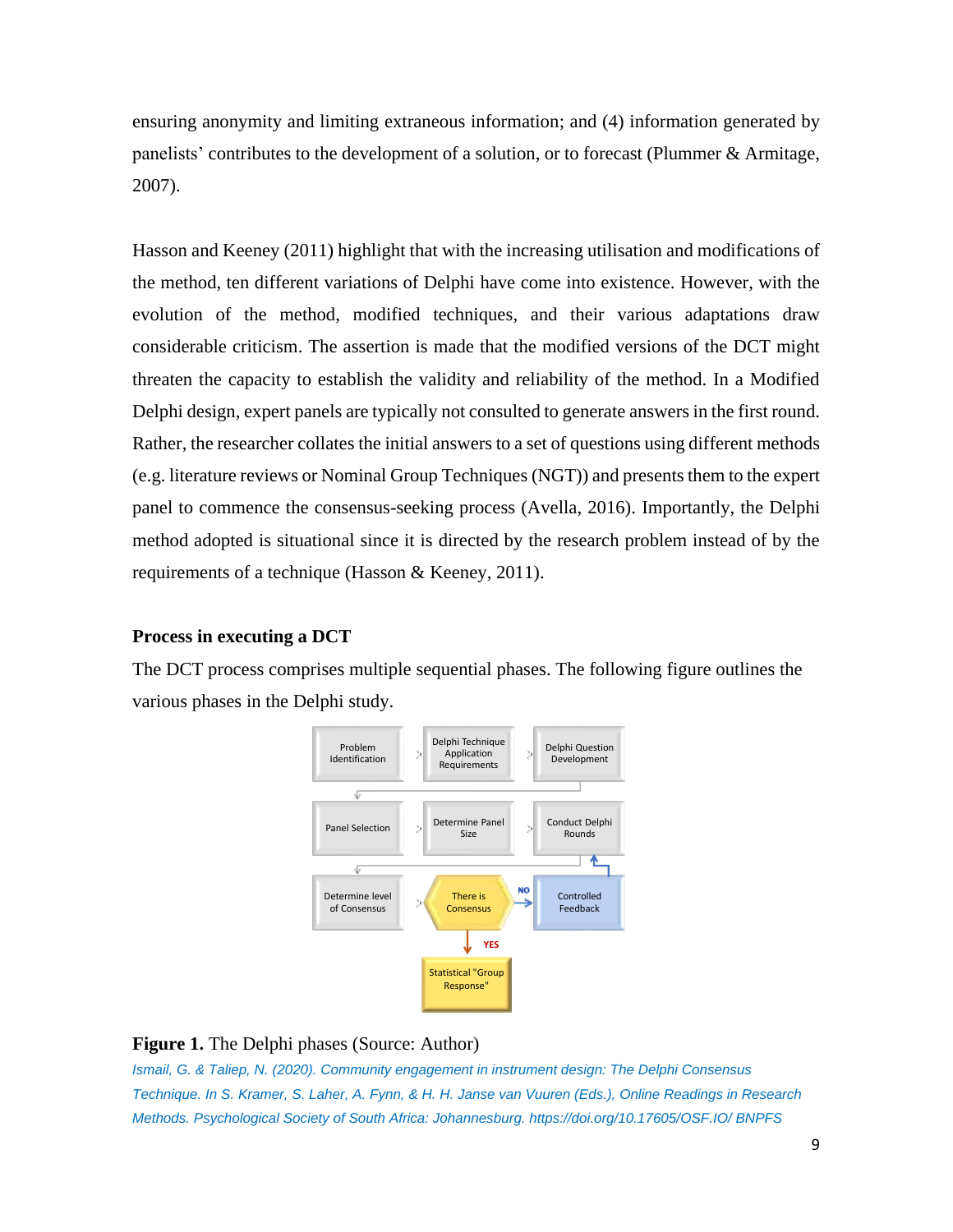ensuring anonymity and limiting extraneous information; and (4) information generated by panelists' contributes to the development of a solution, or to forecast (Plummer & Armitage, 2007).

Hasson and Keeney (2011) highlight that with the increasing utilisation and modifications of the method, ten different variations of Delphi have come into existence. However, with the evolution of the method, modified techniques, and their various adaptations draw considerable criticism. The assertion is made that the modified versions of the DCT might threaten the capacity to establish the validity and reliability of the method. In a Modified Delphi design, expert panels are typically not consulted to generate answers in the first round. Rather, the researcher collates the initial answers to a set of questions using different methods (e.g. literature reviews or Nominal Group Techniques (NGT)) and presents them to the expert panel to commence the consensus-seeking process (Avella, 2016). Importantly, the Delphi method adopted is situational since it is directed by the research problem instead of by the requirements of a technique (Hasson & Keeney, 2011).

## Process in executing a DCT

The DCT process comprises multiple sequential phases. The following figure outlines the various phases in the Delphi study.

Problem Identification → Delphi Technique Application Requirements → Delphi Question Development → Panel Selection → Determine Panel Size → Conduct Delphi Rounds → Determine level of Consensus → There is Consensus (NO → Controlled Feedback → Conduct Delphi Rounds; YES → Statistical "Group Response")

**Figure 1.** The Delphi phases (Source: Author)

*Ismail, G. & Taliep, N. (2020). Community engagement in instrument design: The Delphi Consensus Technique. In S. Kramer, S. Laher, A. Fynn, & H. H. Janse van Vuuren (Eds.), Online Readings in Research Methods. Psychological Society of South Africa: Johannesburg. https://doi.org/10.17605/OSF.IO/ BNPFS*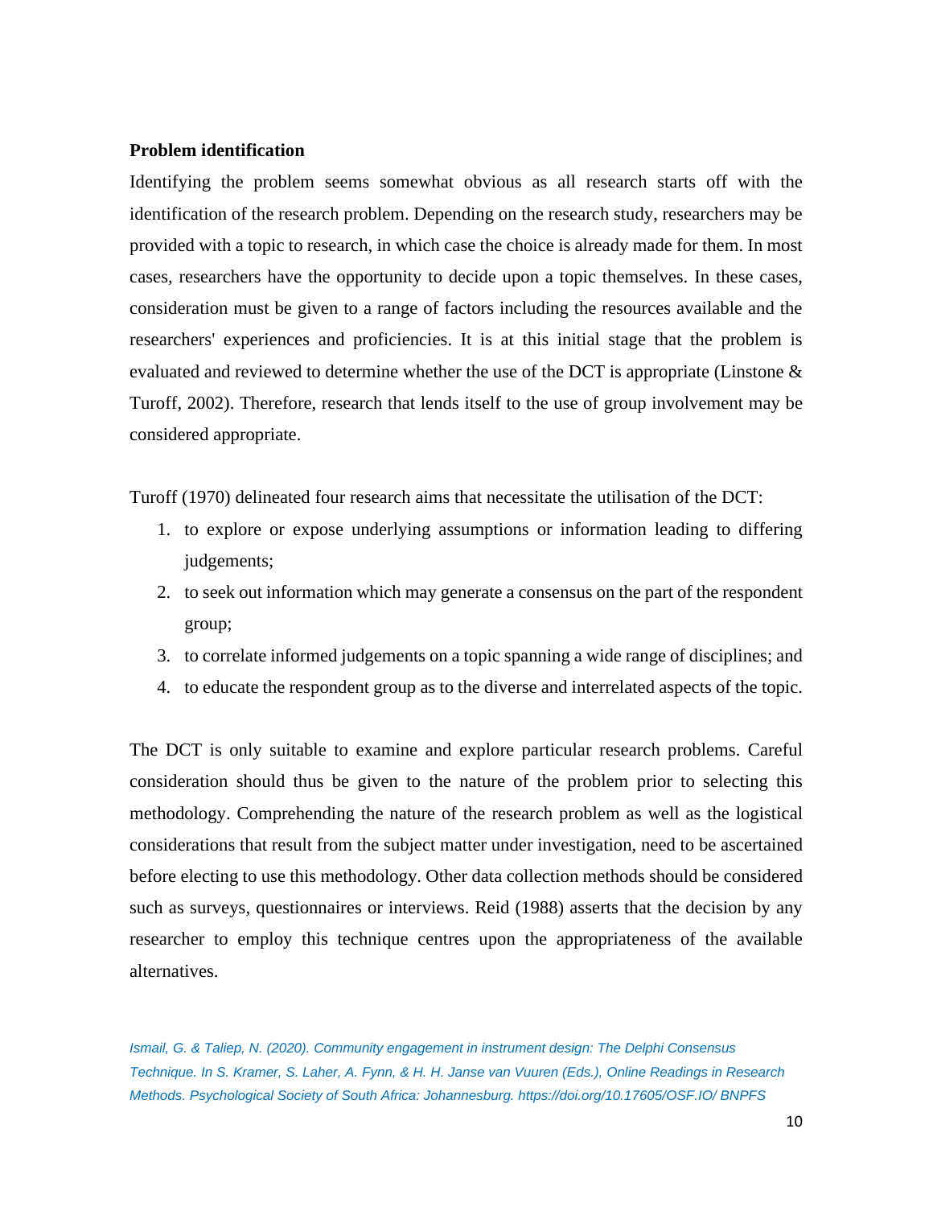**Problem identification**

Identifying the problem seems somewhat obvious as all research starts off with the identification of the research problem. Depending on the research study, researchers may be provided with a topic to research, in which case the choice is already made for them. In most cases, researchers have the opportunity to decide upon a topic themselves. In these cases, consideration must be given to a range of factors including the resources available and the researchers' experiences and proficiencies. It is at this initial stage that the problem is evaluated and reviewed to determine whether the use of the DCT is appropriate (Linstone & Turoff, 2002). Therefore, research that lends itself to the use of group involvement may be considered appropriate.

Turoff (1970) delineated four research aims that necessitate the utilisation of the DCT:

1. to explore or expose underlying assumptions or information leading to differing judgements;
2. to seek out information which may generate a consensus on the part of the respondent group;
3. to correlate informed judgements on a topic spanning a wide range of disciplines; and
4. to educate the respondent group as to the diverse and interrelated aspects of the topic.

The DCT is only suitable to examine and explore particular research problems. Careful consideration should thus be given to the nature of the problem prior to selecting this methodology. Comprehending the nature of the research problem as well as the logistical considerations that result from the subject matter under investigation, need to be ascertained before electing to use this methodology. Other data collection methods should be considered such as surveys, questionnaires or interviews. Reid (1988) asserts that the decision by any researcher to employ this technique centres upon the appropriateness of the available alternatives.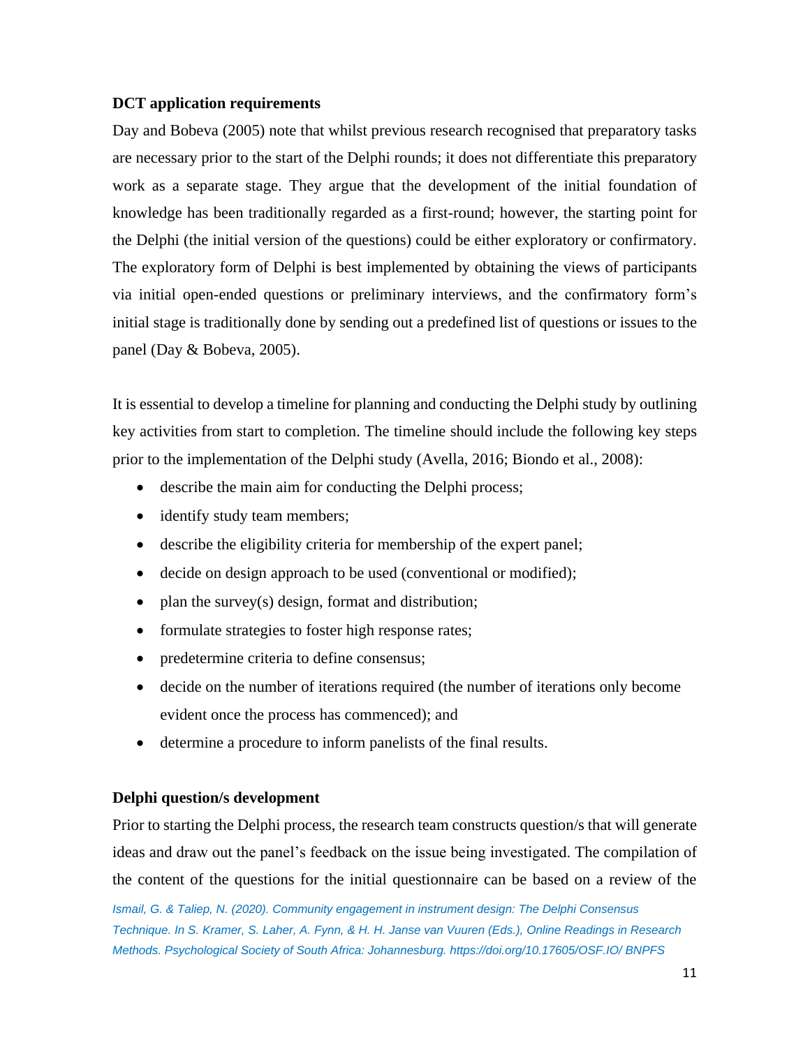**DCT application requirements**

Day and Bobeva (2005) note that whilst previous research recognised that preparatory tasks are necessary prior to the start of the Delphi rounds; it does not differentiate this preparatory work as a separate stage. They argue that the development of the initial foundation of knowledge has been traditionally regarded as a first-round; however, the starting point for the Delphi (the initial version of the questions) could be either exploratory or confirmatory. The exploratory form of Delphi is best implemented by obtaining the views of participants via initial open-ended questions or preliminary interviews, and the confirmatory form's initial stage is traditionally done by sending out a predefined list of questions or issues to the panel (Day & Bobeva, 2005).

It is essential to develop a timeline for planning and conducting the Delphi study by outlining key activities from start to completion. The timeline should include the following key steps prior to the implementation of the Delphi study (Avella, 2016; Biondo et al., 2008):

- describe the main aim for conducting the Delphi process;
- identify study team members;
- describe the eligibility criteria for membership of the expert panel;
- decide on design approach to be used (conventional or modified);
- plan the survey(s) design, format and distribution;
- formulate strategies to foster high response rates;
- predetermine criteria to define consensus;
- decide on the number of iterations required (the number of iterations only become evident once the process has commenced); and
- determine a procedure to inform panelists of the final results.

**Delphi question/s development**

Prior to starting the Delphi process, the research team constructs question/s that will generate ideas and draw out the panel's feedback on the issue being investigated. The compilation of the content of the questions for the initial questionnaire can be based on a review of the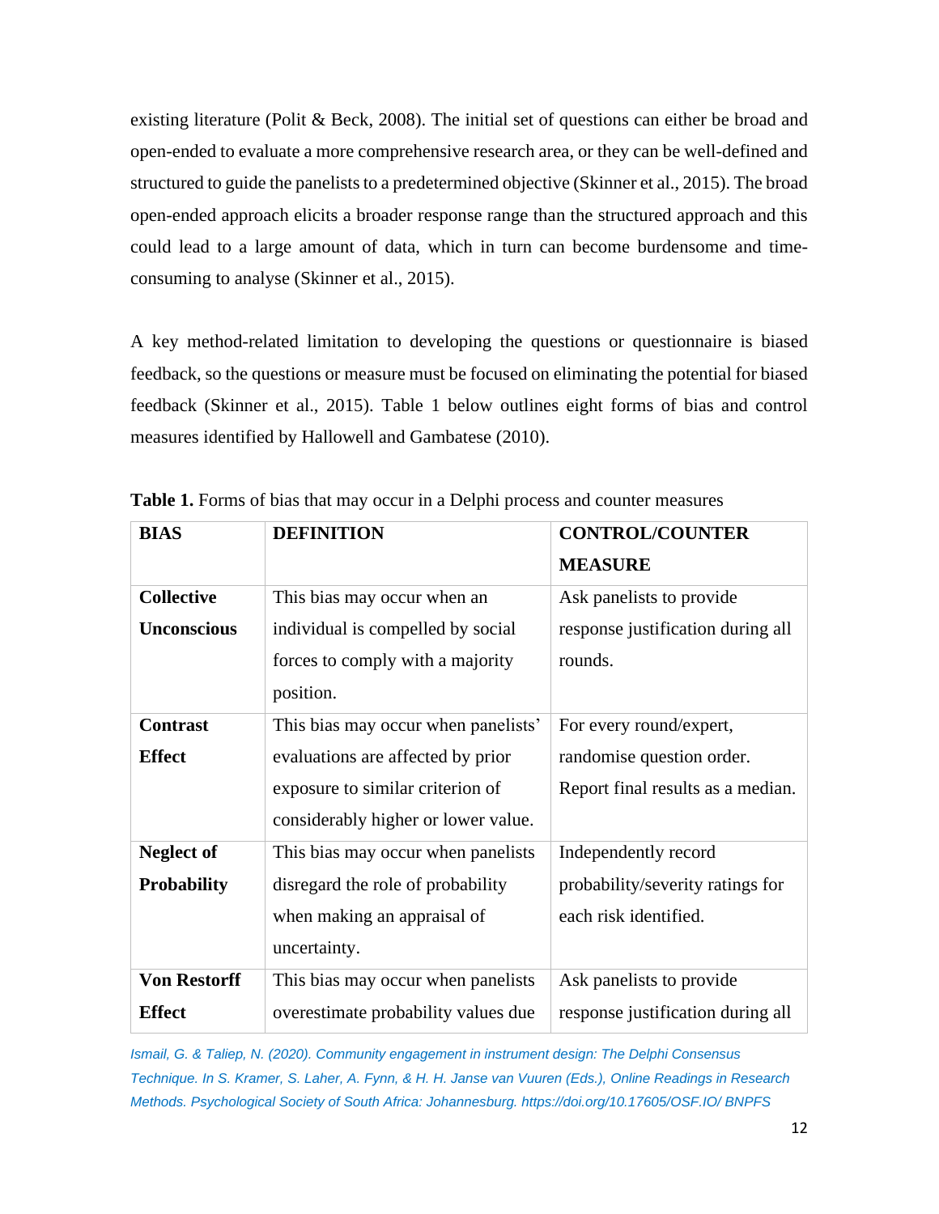existing literature (Polit & Beck, 2008). The initial set of questions can either be broad and open-ended to evaluate a more comprehensive research area, or they can be well-defined and structured to guide the panelists to a predetermined objective (Skinner et al., 2015). The broad open-ended approach elicits a broader response range than the structured approach and this could lead to a large amount of data, which in turn can become burdensome and time-consuming to analyse (Skinner et al., 2015).

A key method-related limitation to developing the questions or questionnaire is biased feedback, so the questions or measure must be focused on eliminating the potential for biased feedback (Skinner et al., 2015). Table 1 below outlines eight forms of bias and control measures identified by Hallowell and Gambatese (2010).

**Table 1.** Forms of bias that may occur in a Delphi process and counter measures

| BIAS | DEFINITION | CONTROL/COUNTER MEASURE |
|---|---|---|
| **Collective Unconscious** | This bias may occur when an individual is compelled by social forces to comply with a majority position. | Ask panelists to provide response justification during all rounds. |
| **Contrast Effect** | This bias may occur when panelists' evaluations are affected by prior exposure to similar criterion of considerably higher or lower value. | For every round/expert, randomise question order. Report final results as a median. |
| **Neglect of Probability** | This bias may occur when panelists disregard the role of probability when making an appraisal of uncertainty. | Independently record probability/severity ratings for each risk identified. |
| **Von Restorff Effect** | This bias may occur when panelists overestimate probability values due | Ask panelists to provide response justification during all |

*Ismail, G. & Taliep, N. (2020). Community engagement in instrument design: The Delphi Consensus Technique. In S. Kramer, S. Laher, A. Fynn, & H. H. Janse van Vuuren (Eds.), Online Readings in Research Methods. Psychological Society of South Africa: Johannesburg. https://doi.org/10.17605/OSF.IO/ BNPFS*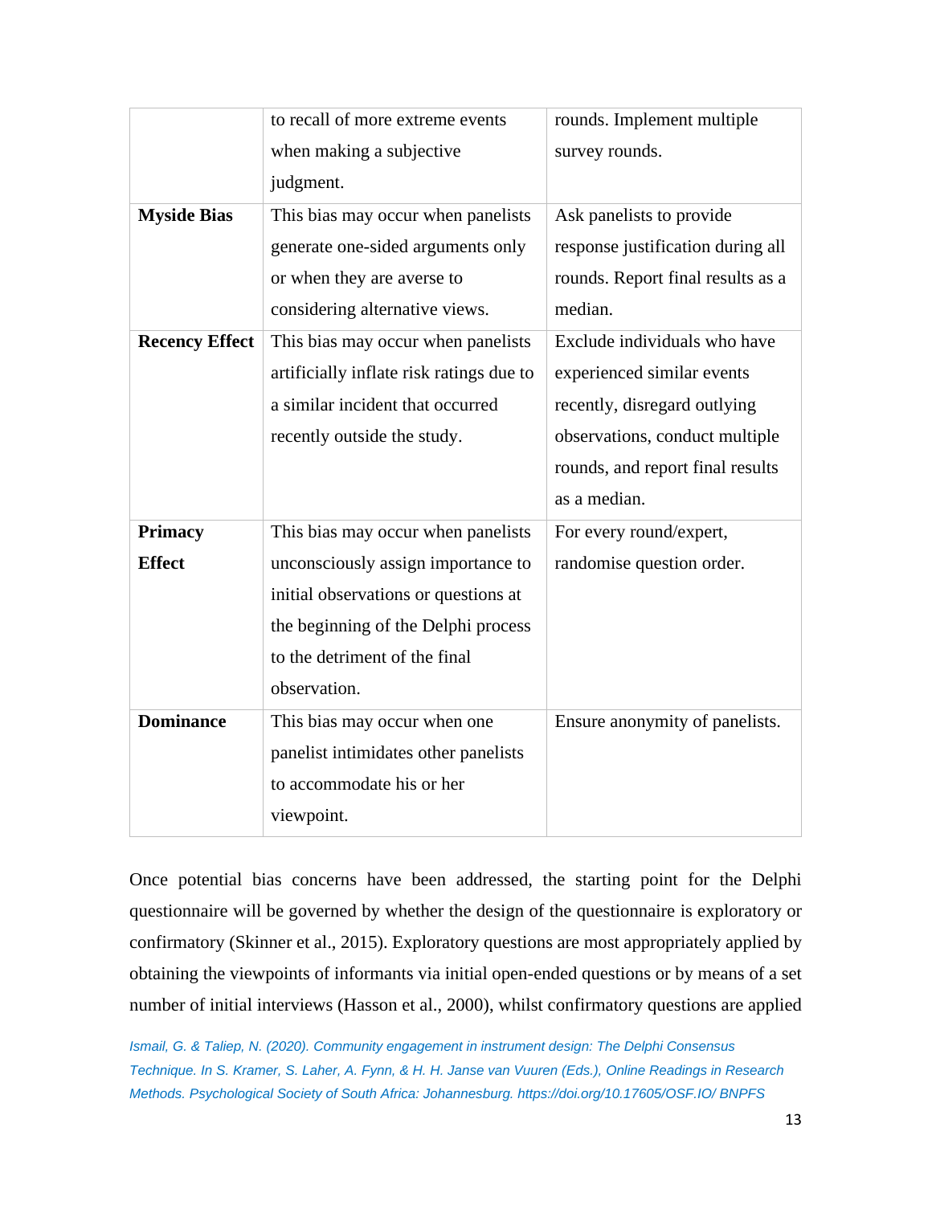| | | |
|---|---|---|
| | to recall of more extreme events when making a subjective judgment. | rounds. Implement multiple survey rounds. |
| **Myside Bias** | This bias may occur when panelists generate one-sided arguments only or when they are averse to considering alternative views. | Ask panelists to provide response justification during all rounds. Report final results as a median. |
| **Recency Effect** | This bias may occur when panelists artificially inflate risk ratings due to a similar incident that occurred recently outside the study. | Exclude individuals who have experienced similar events recently, disregard outlying observations, conduct multiple rounds, and report final results as a median. |
| **Primacy Effect** | This bias may occur when panelists unconsciously assign importance to initial observations or questions at the beginning of the Delphi process to the detriment of the final observation. | For every round/expert, randomise question order. |
| **Dominance** | This bias may occur when one panelist intimidates other panelists to accommodate his or her viewpoint. | Ensure anonymity of panelists. |

Once potential bias concerns have been addressed, the starting point for the Delphi questionnaire will be governed by whether the design of the questionnaire is exploratory or confirmatory (Skinner et al., 2015). Exploratory questions are most appropriately applied by obtaining the viewpoints of informants via initial open-ended questions or by means of a set number of initial interviews (Hasson et al., 2000), whilst confirmatory questions are applied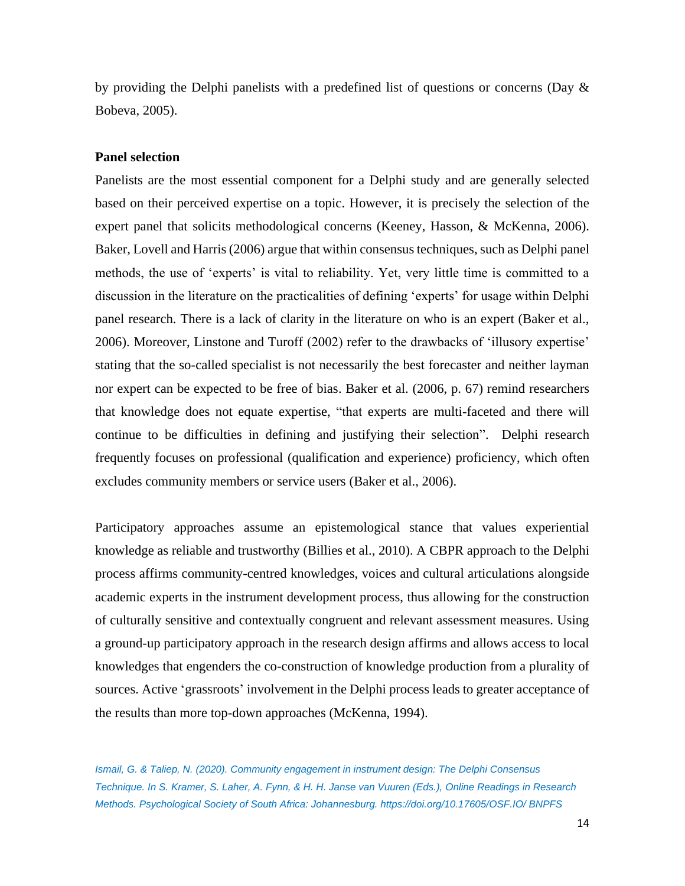by providing the Delphi panelists with a predefined list of questions or concerns (Day & Bobeva, 2005).

**Panel selection**

Panelists are the most essential component for a Delphi study and are generally selected based on their perceived expertise on a topic. However, it is precisely the selection of the expert panel that solicits methodological concerns (Keeney, Hasson, & McKenna, 2006). Baker, Lovell and Harris (2006) argue that within consensus techniques, such as Delphi panel methods, the use of 'experts' is vital to reliability. Yet, very little time is committed to a discussion in the literature on the practicalities of defining 'experts' for usage within Delphi panel research. There is a lack of clarity in the literature on who is an expert (Baker et al., 2006). Moreover, Linstone and Turoff (2002) refer to the drawbacks of 'illusory expertise' stating that the so-called specialist is not necessarily the best forecaster and neither layman nor expert can be expected to be free of bias. Baker et al. (2006, p. 67) remind researchers that knowledge does not equate expertise, "that experts are multi-faceted and there will continue to be difficulties in defining and justifying their selection". Delphi research frequently focuses on professional (qualification and experience) proficiency, which often excludes community members or service users (Baker et al., 2006).

Participatory approaches assume an epistemological stance that values experiential knowledge as reliable and trustworthy (Billies et al., 2010). A CBPR approach to the Delphi process affirms community-centred knowledges, voices and cultural articulations alongside academic experts in the instrument development process, thus allowing for the construction of culturally sensitive and contextually congruent and relevant assessment measures. Using a ground-up participatory approach in the research design affirms and allows access to local knowledges that engenders the co-construction of knowledge production from a plurality of sources. Active 'grassroots' involvement in the Delphi process leads to greater acceptance of the results than more top-down approaches (McKenna, 1994).

*Ismail, G. & Taliep, N. (2020). Community engagement in instrument design: The Delphi Consensus Technique. In S. Kramer, S. Laher, A. Fynn, & H. H. Janse van Vuuren (Eds.), Online Readings in Research Methods. Psychological Society of South Africa: Johannesburg. https://doi.org/10.17605/OSF.IO/ BNPFS*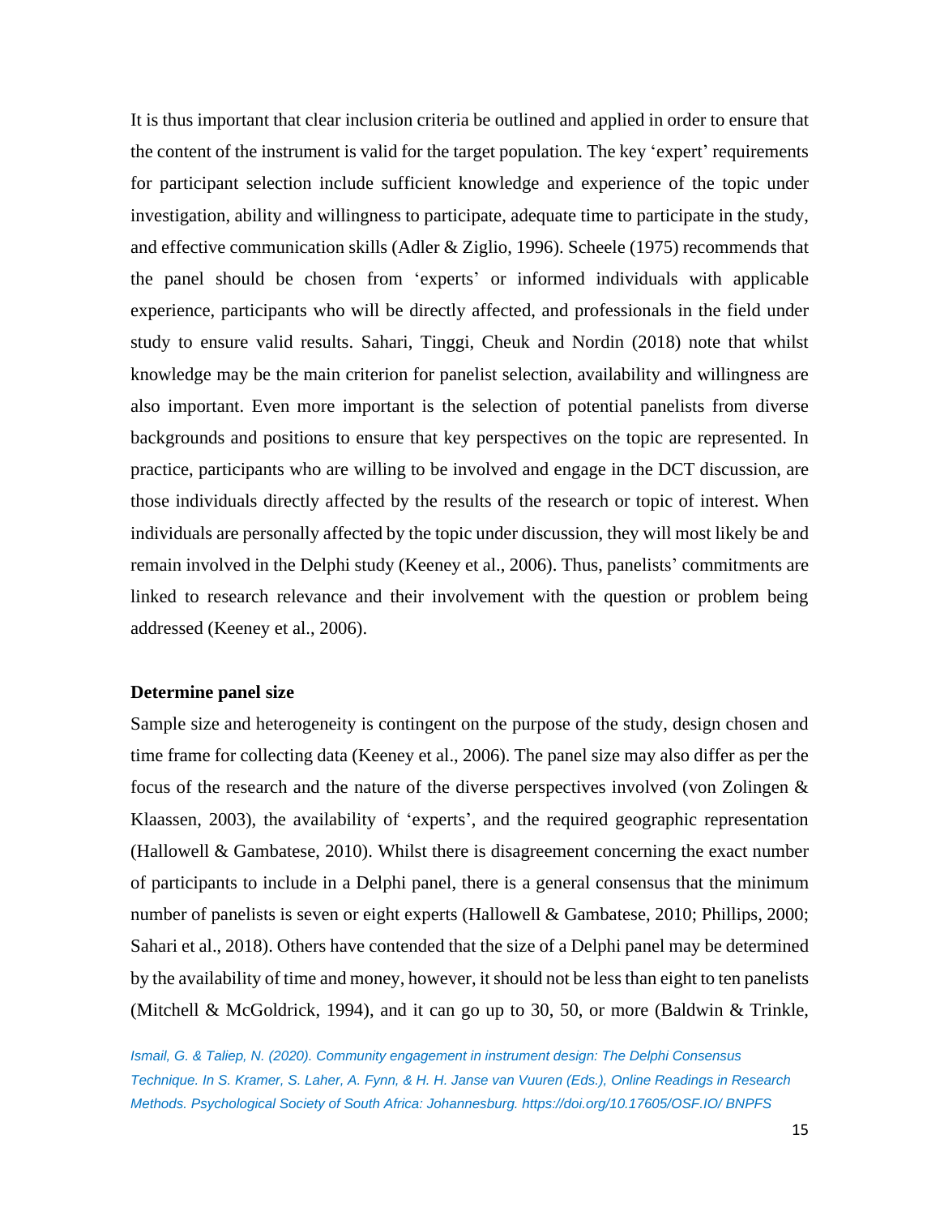It is thus important that clear inclusion criteria be outlined and applied in order to ensure that the content of the instrument is valid for the target population. The key 'expert' requirements for participant selection include sufficient knowledge and experience of the topic under investigation, ability and willingness to participate, adequate time to participate in the study, and effective communication skills (Adler & Ziglio, 1996). Scheele (1975) recommends that the panel should be chosen from 'experts' or informed individuals with applicable experience, participants who will be directly affected, and professionals in the field under study to ensure valid results. Sahari, Tinggi, Cheuk and Nordin (2018) note that whilst knowledge may be the main criterion for panelist selection, availability and willingness are also important. Even more important is the selection of potential panelists from diverse backgrounds and positions to ensure that key perspectives on the topic are represented. In practice, participants who are willing to be involved and engage in the DCT discussion, are those individuals directly affected by the results of the research or topic of interest. When individuals are personally affected by the topic under discussion, they will most likely be and remain involved in the Delphi study (Keeney et al., 2006). Thus, panelists' commitments are linked to research relevance and their involvement with the question or problem being addressed (Keeney et al., 2006).

**Determine panel size**

Sample size and heterogeneity is contingent on the purpose of the study, design chosen and time frame for collecting data (Keeney et al., 2006). The panel size may also differ as per the focus of the research and the nature of the diverse perspectives involved (von Zolingen & Klaassen, 2003), the availability of 'experts', and the required geographic representation (Hallowell & Gambatese, 2010). Whilst there is disagreement concerning the exact number of participants to include in a Delphi panel, there is a general consensus that the minimum number of panelists is seven or eight experts (Hallowell & Gambatese, 2010; Phillips, 2000; Sahari et al., 2018). Others have contended that the size of a Delphi panel may be determined by the availability of time and money, however, it should not be less than eight to ten panelists (Mitchell & McGoldrick, 1994), and it can go up to 30, 50, or more (Baldwin & Trinkle,

*Ismail, G. & Taliep, N. (2020). Community engagement in instrument design: The Delphi Consensus Technique. In S. Kramer, S. Laher, A. Fynn, & H. H. Janse van Vuuren (Eds.), Online Readings in Research Methods. Psychological Society of South Africa: Johannesburg. https://doi.org/10.17605/OSF.IO/ BNPFS*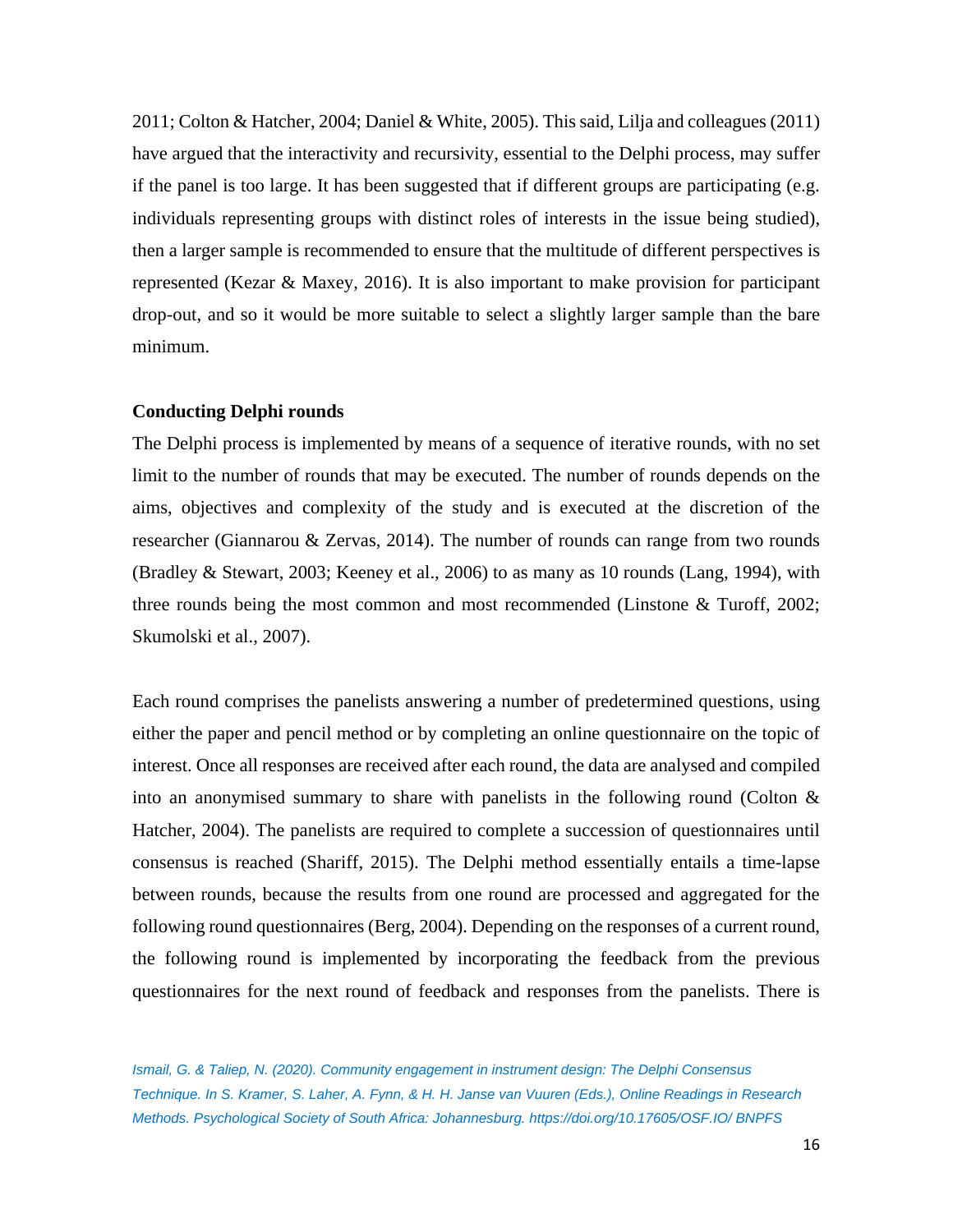2011; Colton & Hatcher, 2004; Daniel & White, 2005). This said, Lilja and colleagues (2011) have argued that the interactivity and recursivity, essential to the Delphi process, may suffer if the panel is too large. It has been suggested that if different groups are participating (e.g. individuals representing groups with distinct roles of interests in the issue being studied), then a larger sample is recommended to ensure that the multitude of different perspectives is represented (Kezar & Maxey, 2016). It is also important to make provision for participant drop-out, and so it would be more suitable to select a slightly larger sample than the bare minimum.

**Conducting Delphi rounds**

The Delphi process is implemented by means of a sequence of iterative rounds, with no set limit to the number of rounds that may be executed. The number of rounds depends on the aims, objectives and complexity of the study and is executed at the discretion of the researcher (Giannarou & Zervas, 2014). The number of rounds can range from two rounds (Bradley & Stewart, 2003; Keeney et al., 2006) to as many as 10 rounds (Lang, 1994), with three rounds being the most common and most recommended (Linstone & Turoff, 2002; Skumolski et al., 2007).

Each round comprises the panelists answering a number of predetermined questions, using either the paper and pencil method or by completing an online questionnaire on the topic of interest. Once all responses are received after each round, the data are analysed and compiled into an anonymised summary to share with panelists in the following round (Colton & Hatcher, 2004). The panelists are required to complete a succession of questionnaires until consensus is reached (Shariff, 2015). The Delphi method essentially entails a time-lapse between rounds, because the results from one round are processed and aggregated for the following round questionnaires (Berg, 2004). Depending on the responses of a current round, the following round is implemented by incorporating the feedback from the previous questionnaires for the next round of feedback and responses from the panelists. There is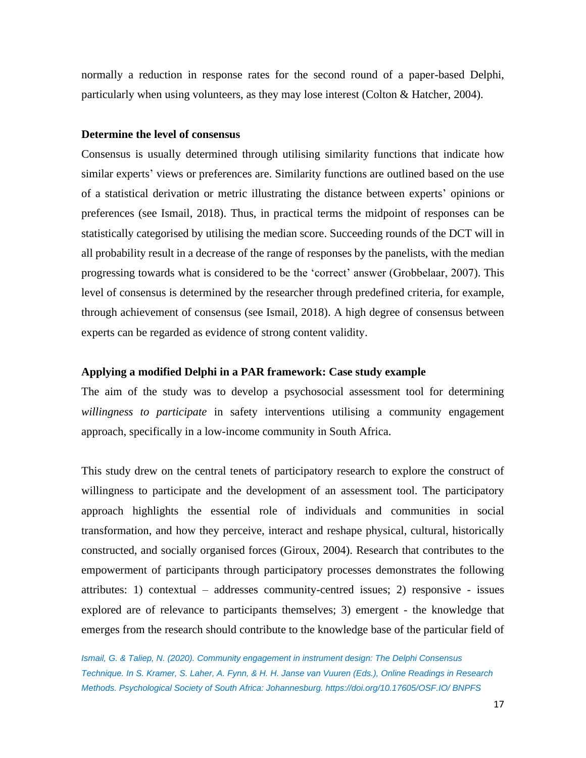normally a reduction in response rates for the second round of a paper-based Delphi, particularly when using volunteers, as they may lose interest (Colton & Hatcher, 2004).

**Determine the level of consensus**

Consensus is usually determined through utilising similarity functions that indicate how similar experts' views or preferences are. Similarity functions are outlined based on the use of a statistical derivation or metric illustrating the distance between experts' opinions or preferences (see Ismail, 2018). Thus, in practical terms the midpoint of responses can be statistically categorised by utilising the median score. Succeeding rounds of the DCT will in all probability result in a decrease of the range of responses by the panelists, with the median progressing towards what is considered to be the 'correct' answer (Grobbelaar, 2007). This level of consensus is determined by the researcher through predefined criteria, for example, through achievement of consensus (see Ismail, 2018). A high degree of consensus between experts can be regarded as evidence of strong content validity.

**Applying a modified Delphi in a PAR framework: Case study example**

The aim of the study was to develop a psychosocial assessment tool for determining *willingness to participate* in safety interventions utilising a community engagement approach, specifically in a low-income community in South Africa.

This study drew on the central tenets of participatory research to explore the construct of willingness to participate and the development of an assessment tool. The participatory approach highlights the essential role of individuals and communities in social transformation, and how they perceive, interact and reshape physical, cultural, historically constructed, and socially organised forces (Giroux, 2004). Research that contributes to the empowerment of participants through participatory processes demonstrates the following attributes: 1) contextual – addresses community-centred issues; 2) responsive - issues explored are of relevance to participants themselves; 3) emergent - the knowledge that emerges from the research should contribute to the knowledge base of the particular field of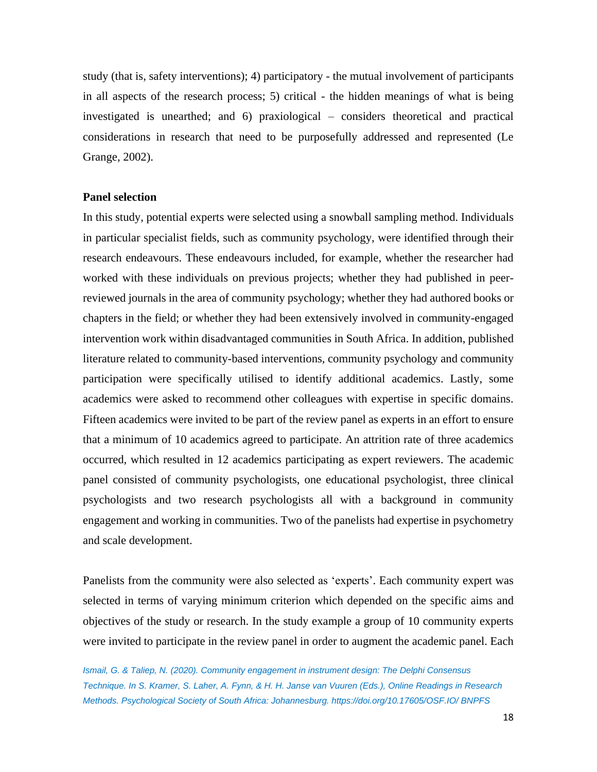study (that is, safety interventions); 4) participatory - the mutual involvement of participants in all aspects of the research process; 5) critical - the hidden meanings of what is being investigated is unearthed; and 6) praxiological – considers theoretical and practical considerations in research that need to be purposefully addressed and represented (Le Grange, 2002).

**Panel selection**

In this study, potential experts were selected using a snowball sampling method. Individuals in particular specialist fields, such as community psychology, were identified through their research endeavours. These endeavours included, for example, whether the researcher had worked with these individuals on previous projects; whether they had published in peer-reviewed journals in the area of community psychology; whether they had authored books or chapters in the field; or whether they had been extensively involved in community-engaged intervention work within disadvantaged communities in South Africa. In addition, published literature related to community-based interventions, community psychology and community participation were specifically utilised to identify additional academics. Lastly, some academics were asked to recommend other colleagues with expertise in specific domains. Fifteen academics were invited to be part of the review panel as experts in an effort to ensure that a minimum of 10 academics agreed to participate. An attrition rate of three academics occurred, which resulted in 12 academics participating as expert reviewers. The academic panel consisted of community psychologists, one educational psychologist, three clinical psychologists and two research psychologists all with a background in community engagement and working in communities. Two of the panelists had expertise in psychometry and scale development.

Panelists from the community were also selected as 'experts'. Each community expert was selected in terms of varying minimum criterion which depended on the specific aims and objectives of the study or research. In the study example a group of 10 community experts were invited to participate in the review panel in order to augment the academic panel. Each

*Ismail, G. & Taliep, N. (2020). Community engagement in instrument design: The Delphi Consensus Technique. In S. Kramer, S. Laher, A. Fynn, & H. H. Janse van Vuuren (Eds.), Online Readings in Research Methods. Psychological Society of South Africa: Johannesburg. https://doi.org/10.17605/OSF.IO/ BNPFS*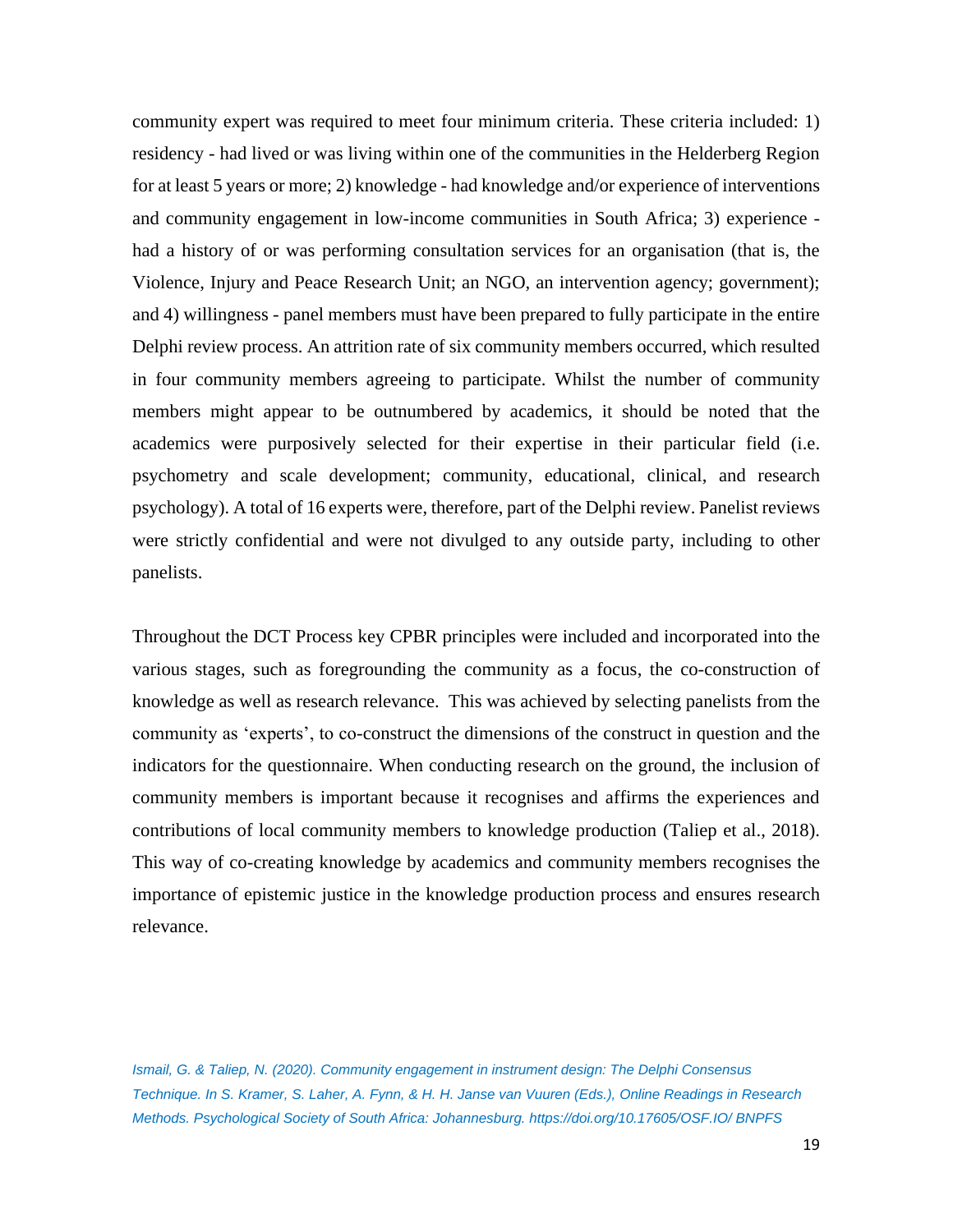community expert was required to meet four minimum criteria. These criteria included: 1) residency - had lived or was living within one of the communities in the Helderberg Region for at least 5 years or more; 2) knowledge - had knowledge and/or experience of interventions and community engagement in low-income communities in South Africa; 3) experience - had a history of or was performing consultation services for an organisation (that is, the Violence, Injury and Peace Research Unit; an NGO, an intervention agency; government); and 4) willingness - panel members must have been prepared to fully participate in the entire Delphi review process. An attrition rate of six community members occurred, which resulted in four community members agreeing to participate. Whilst the number of community members might appear to be outnumbered by academics, it should be noted that the academics were purposively selected for their expertise in their particular field (i.e. psychometry and scale development; community, educational, clinical, and research psychology). A total of 16 experts were, therefore, part of the Delphi review. Panelist reviews were strictly confidential and were not divulged to any outside party, including to other panelists.

Throughout the DCT Process key CPBR principles were included and incorporated into the various stages, such as foregrounding the community as a focus, the co-construction of knowledge as well as research relevance. This was achieved by selecting panelists from the community as 'experts', to co-construct the dimensions of the construct in question and the indicators for the questionnaire. When conducting research on the ground, the inclusion of community members is important because it recognises and affirms the experiences and contributions of local community members to knowledge production (Taliep et al., 2018). This way of co-creating knowledge by academics and community members recognises the importance of epistemic justice in the knowledge production process and ensures research relevance.

*Ismail, G. & Taliep, N. (2020). Community engagement in instrument design: The Delphi Consensus Technique. In S. Kramer, S. Laher, A. Fynn, & H. H. Janse van Vuuren (Eds.), Online Readings in Research Methods. Psychological Society of South Africa: Johannesburg. https://doi.org/10.17605/OSF.IO/ BNPFS*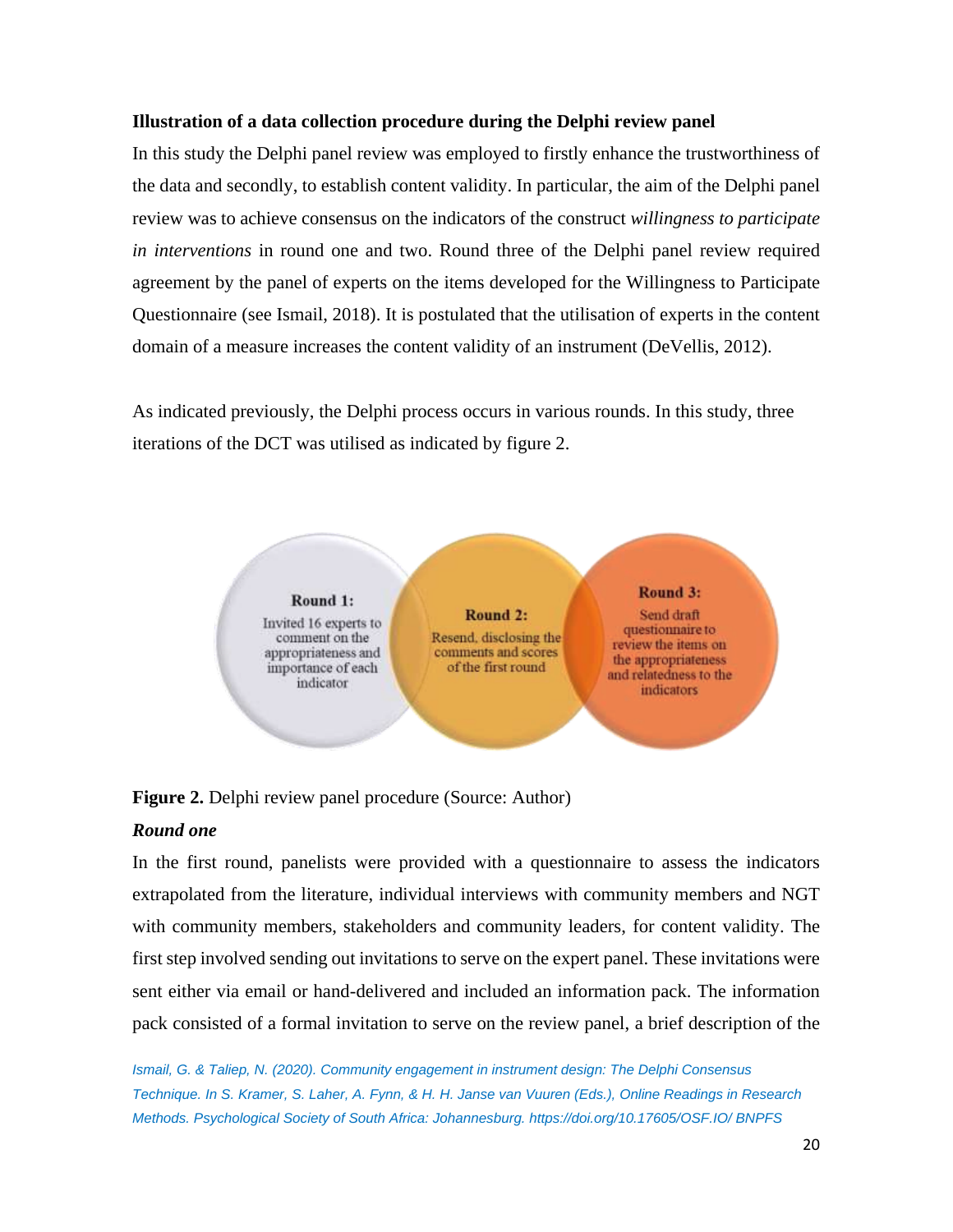**Illustration of a data collection procedure during the Delphi review panel**

In this study the Delphi panel review was employed to firstly enhance the trustworthiness of the data and secondly, to establish content validity. In particular, the aim of the Delphi panel review was to achieve consensus on the indicators of the construct *willingness to participate in interventions* in round one and two. Round three of the Delphi panel review required agreement by the panel of experts on the items developed for the Willingness to Participate Questionnaire (see Ismail, 2018). It is postulated that the utilisation of experts in the content domain of a measure increases the content validity of an instrument (DeVellis, 2012).

As indicated previously, the Delphi process occurs in various rounds. In this study, three iterations of the DCT was utilised as indicated by figure 2.

**Round 1:** Invited 16 experts to comment on the appropriateness and importance of each indicator

**Round 2:** Resend, disclosing the comments and scores of the first round

**Round 3:** Send draft questionnaire to review the items on the appropriateness and relatedness to the indicators

**Figure 2.** Delphi review panel procedure (Source: Author)

***Round one***

In the first round, panelists were provided with a questionnaire to assess the indicators extrapolated from the literature, individual interviews with community members and NGT with community members, stakeholders and community leaders, for content validity. The first step involved sending out invitations to serve on the expert panel. These invitations were sent either via email or hand-delivered and included an information pack. The information pack consisted of a formal invitation to serve on the review panel, a brief description of the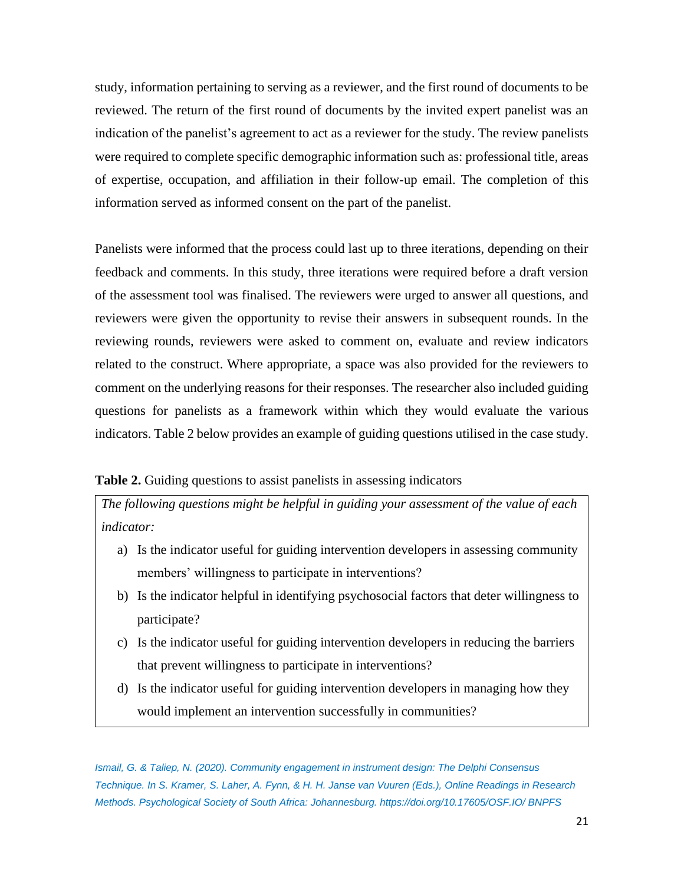study, information pertaining to serving as a reviewer, and the first round of documents to be reviewed. The return of the first round of documents by the invited expert panelist was an indication of the panelist's agreement to act as a reviewer for the study. The review panelists were required to complete specific demographic information such as: professional title, areas of expertise, occupation, and affiliation in their follow-up email. The completion of this information served as informed consent on the part of the panelist.

Panelists were informed that the process could last up to three iterations, depending on their feedback and comments. In this study, three iterations were required before a draft version of the assessment tool was finalised. The reviewers were urged to answer all questions, and reviewers were given the opportunity to revise their answers in subsequent rounds. In the reviewing rounds, reviewers were asked to comment on, evaluate and review indicators related to the construct. Where appropriate, a space was also provided for the reviewers to comment on the underlying reasons for their responses. The researcher also included guiding questions for panelists as a framework within which they would evaluate the various indicators. Table 2 below provides an example of guiding questions utilised in the case study.

**Table 2.** Guiding questions to assist panelists in assessing indicators

*The following questions might be helpful in guiding your assessment of the value of each indicator:*

a) Is the indicator useful for guiding intervention developers in assessing community members' willingness to participate in interventions?
b) Is the indicator helpful in identifying psychosocial factors that deter willingness to participate?
c) Is the indicator useful for guiding intervention developers in reducing the barriers that prevent willingness to participate in interventions?
d) Is the indicator useful for guiding intervention developers in managing how they would implement an intervention successfully in communities?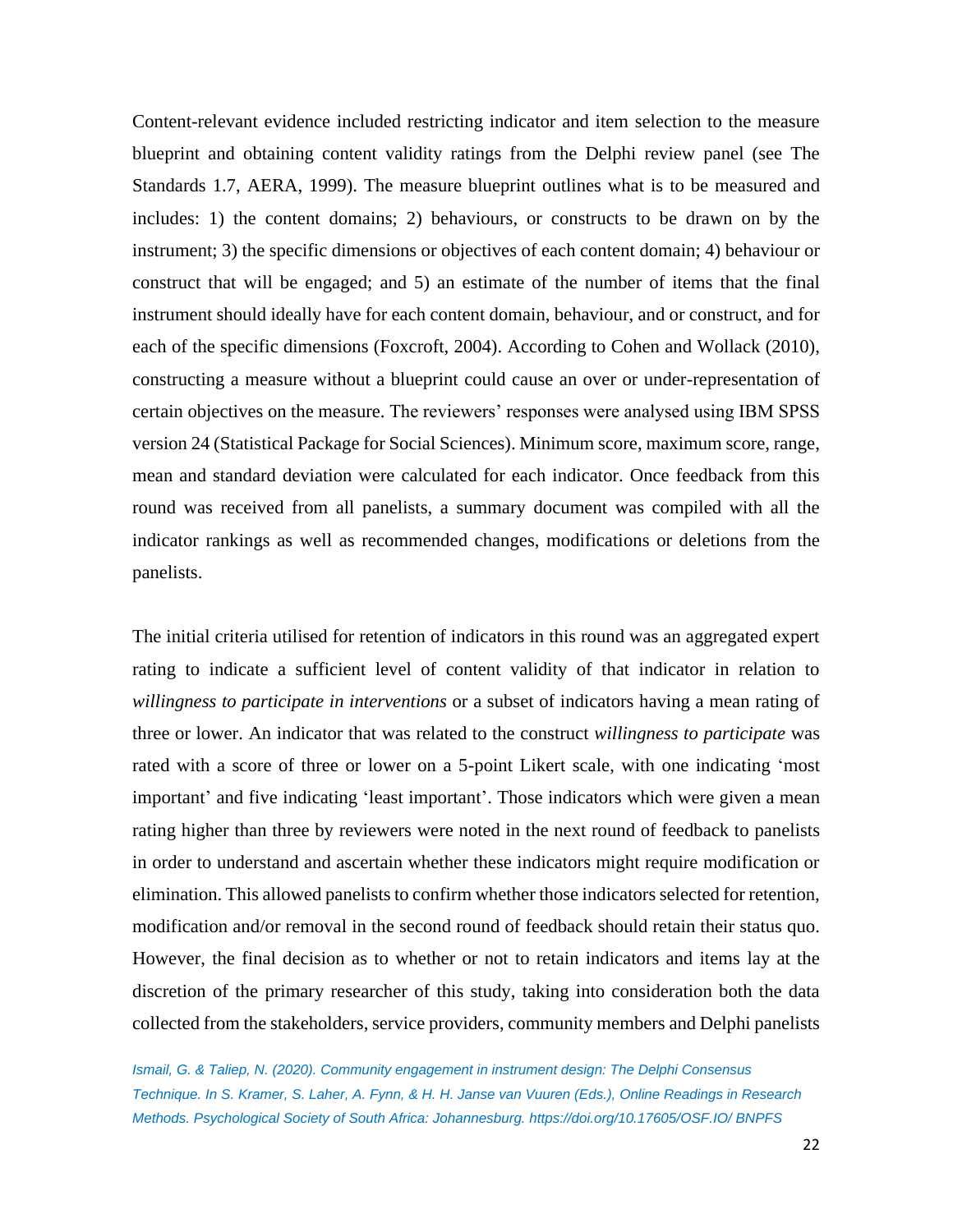Content-relevant evidence included restricting indicator and item selection to the measure blueprint and obtaining content validity ratings from the Delphi review panel (see The Standards 1.7, AERA, 1999). The measure blueprint outlines what is to be measured and includes: 1) the content domains; 2) behaviours, or constructs to be drawn on by the instrument; 3) the specific dimensions or objectives of each content domain; 4) behaviour or construct that will be engaged; and 5) an estimate of the number of items that the final instrument should ideally have for each content domain, behaviour, and or construct, and for each of the specific dimensions (Foxcroft, 2004). According to Cohen and Wollack (2010), constructing a measure without a blueprint could cause an over or under-representation of certain objectives on the measure. The reviewers' responses were analysed using IBM SPSS version 24 (Statistical Package for Social Sciences). Minimum score, maximum score, range, mean and standard deviation were calculated for each indicator. Once feedback from this round was received from all panelists, a summary document was compiled with all the indicator rankings as well as recommended changes, modifications or deletions from the panelists.

The initial criteria utilised for retention of indicators in this round was an aggregated expert rating to indicate a sufficient level of content validity of that indicator in relation to *willingness to participate in interventions* or a subset of indicators having a mean rating of three or lower. An indicator that was related to the construct *willingness to participate* was rated with a score of three or lower on a 5-point Likert scale, with one indicating 'most important' and five indicating 'least important'. Those indicators which were given a mean rating higher than three by reviewers were noted in the next round of feedback to panelists in order to understand and ascertain whether these indicators might require modification or elimination. This allowed panelists to confirm whether those indicators selected for retention, modification and/or removal in the second round of feedback should retain their status quo. However, the final decision as to whether or not to retain indicators and items lay at the discretion of the primary researcher of this study, taking into consideration both the data collected from the stakeholders, service providers, community members and Delphi panelists

*Ismail, G. & Taliep, N. (2020). Community engagement in instrument design: The Delphi Consensus Technique. In S. Kramer, S. Laher, A. Fynn, & H. H. Janse van Vuuren (Eds.), Online Readings in Research Methods. Psychological Society of South Africa: Johannesburg. https://doi.org/10.17605/OSF.IO/ BNPFS*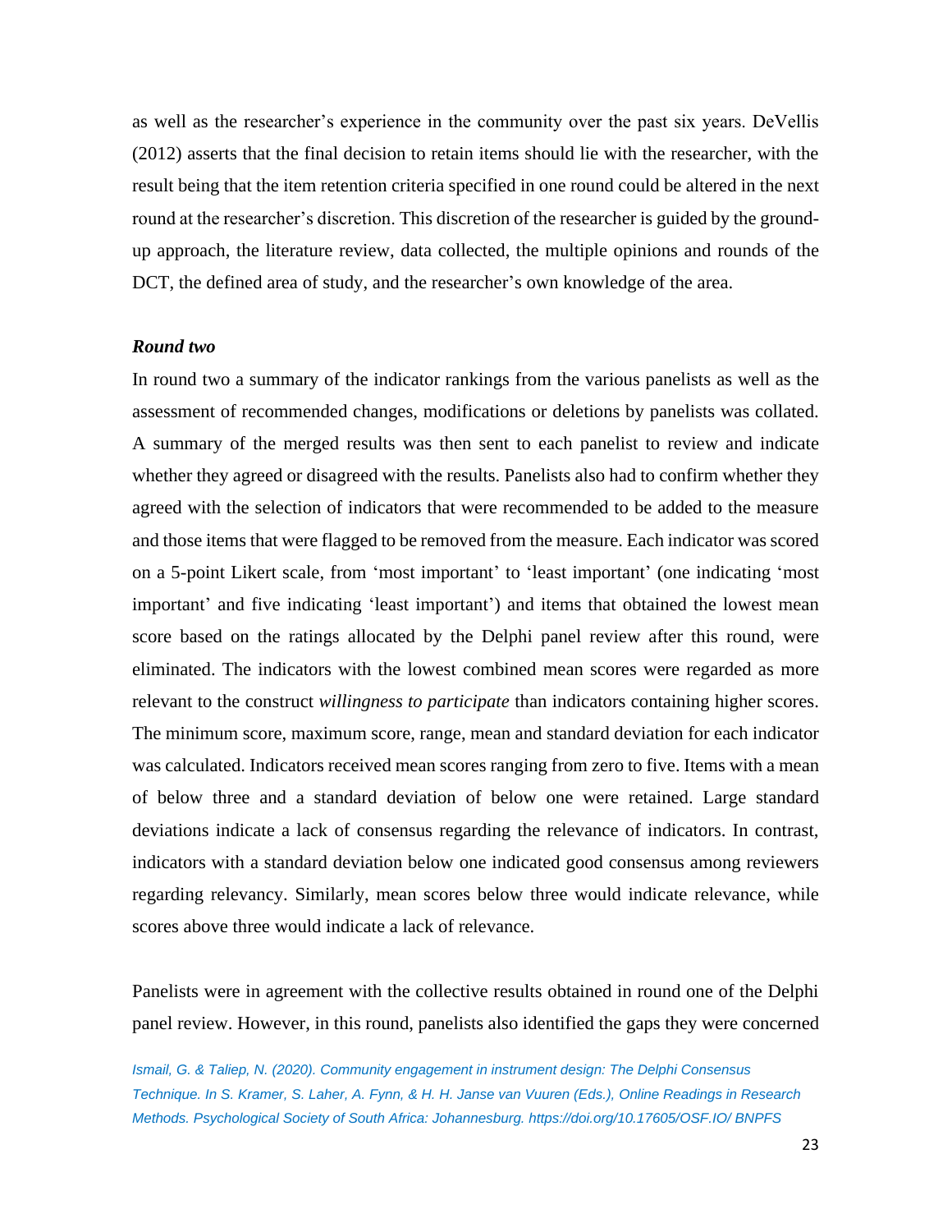as well as the researcher's experience in the community over the past six years. DeVellis (2012) asserts that the final decision to retain items should lie with the researcher, with the result being that the item retention criteria specified in one round could be altered in the next round at the researcher's discretion. This discretion of the researcher is guided by the ground-up approach, the literature review, data collected, the multiple opinions and rounds of the DCT, the defined area of study, and the researcher's own knowledge of the area.

***Round two***

In round two a summary of the indicator rankings from the various panelists as well as the assessment of recommended changes, modifications or deletions by panelists was collated. A summary of the merged results was then sent to each panelist to review and indicate whether they agreed or disagreed with the results. Panelists also had to confirm whether they agreed with the selection of indicators that were recommended to be added to the measure and those items that were flagged to be removed from the measure. Each indicator was scored on a 5-point Likert scale, from 'most important' to 'least important' (one indicating 'most important' and five indicating 'least important') and items that obtained the lowest mean score based on the ratings allocated by the Delphi panel review after this round, were eliminated. The indicators with the lowest combined mean scores were regarded as more relevant to the construct *willingness to participate* than indicators containing higher scores. The minimum score, maximum score, range, mean and standard deviation for each indicator was calculated. Indicators received mean scores ranging from zero to five. Items with a mean of below three and a standard deviation of below one were retained. Large standard deviations indicate a lack of consensus regarding the relevance of indicators. In contrast, indicators with a standard deviation below one indicated good consensus among reviewers regarding relevancy. Similarly, mean scores below three would indicate relevance, while scores above three would indicate a lack of relevance.

Panelists were in agreement with the collective results obtained in round one of the Delphi panel review. However, in this round, panelists also identified the gaps they were concerned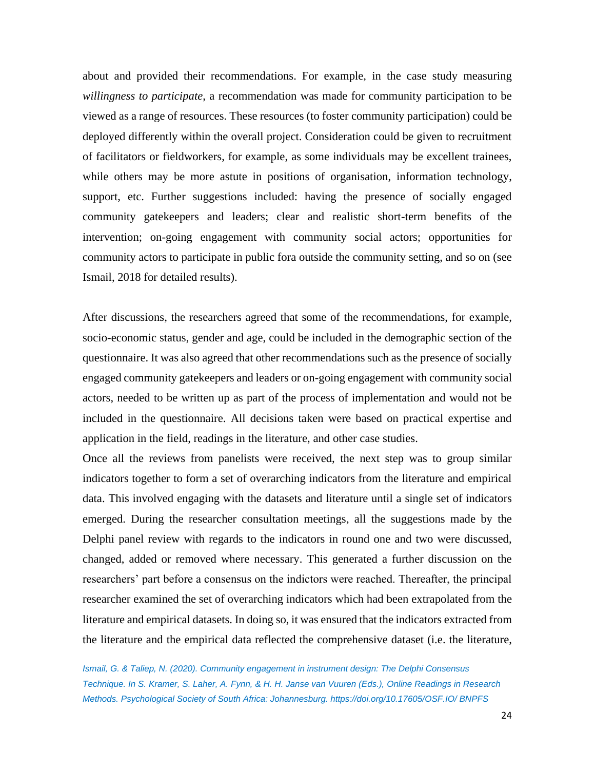about and provided their recommendations. For example, in the case study measuring *willingness to participate*, a recommendation was made for community participation to be viewed as a range of resources. These resources (to foster community participation) could be deployed differently within the overall project. Consideration could be given to recruitment of facilitators or fieldworkers, for example, as some individuals may be excellent trainees, while others may be more astute in positions of organisation, information technology, support, etc. Further suggestions included: having the presence of socially engaged community gatekeepers and leaders; clear and realistic short-term benefits of the intervention; on-going engagement with community social actors; opportunities for community actors to participate in public fora outside the community setting, and so on (see Ismail, 2018 for detailed results).

After discussions, the researchers agreed that some of the recommendations, for example, socio-economic status, gender and age, could be included in the demographic section of the questionnaire. It was also agreed that other recommendations such as the presence of socially engaged community gatekeepers and leaders or on-going engagement with community social actors, needed to be written up as part of the process of implementation and would not be included in the questionnaire. All decisions taken were based on practical expertise and application in the field, readings in the literature, and other case studies.

Once all the reviews from panelists were received, the next step was to group similar indicators together to form a set of overarching indicators from the literature and empirical data. This involved engaging with the datasets and literature until a single set of indicators emerged. During the researcher consultation meetings, all the suggestions made by the Delphi panel review with regards to the indicators in round one and two were discussed, changed, added or removed where necessary. This generated a further discussion on the researchers' part before a consensus on the indictors were reached. Thereafter, the principal researcher examined the set of overarching indicators which had been extrapolated from the literature and empirical datasets. In doing so, it was ensured that the indicators extracted from the literature and the empirical data reflected the comprehensive dataset (i.e. the literature,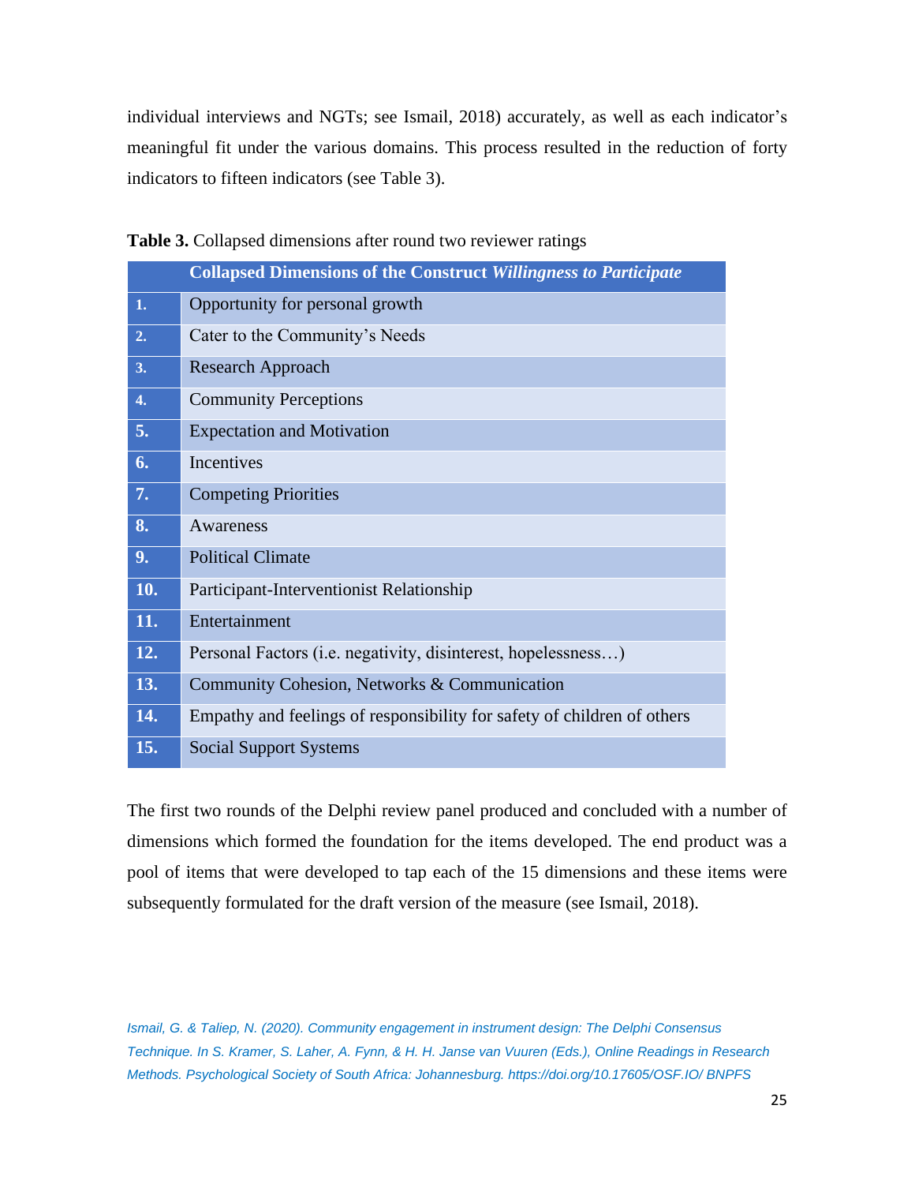individual interviews and NGTs; see Ismail, 2018) accurately, as well as each indicator's meaningful fit under the various domains. This process resulted in the reduction of forty indicators to fifteen indicators (see Table 3).

**Table 3.** Collapsed dimensions after round two reviewer ratings

| | **Collapsed Dimensions of the Construct *Willingness to Participate*** |
|---|---|
| **1.** | Opportunity for personal growth |
| **2.** | Cater to the Community's Needs |
| **3.** | Research Approach |
| **4.** | Community Perceptions |
| **5.** | Expectation and Motivation |
| **6.** | Incentives |
| **7.** | Competing Priorities |
| **8.** | Awareness |
| **9.** | Political Climate |
| **10.** | Participant-Interventionist Relationship |
| **11.** | Entertainment |
| **12.** | Personal Factors (i.e. negativity, disinterest, hopelessness…) |
| **13.** | Community Cohesion, Networks & Communication |
| **14.** | Empathy and feelings of responsibility for safety of children of others |
| **15.** | Social Support Systems |

The first two rounds of the Delphi review panel produced and concluded with a number of dimensions which formed the foundation for the items developed. The end product was a pool of items that were developed to tap each of the 15 dimensions and these items were subsequently formulated for the draft version of the measure (see Ismail, 2018).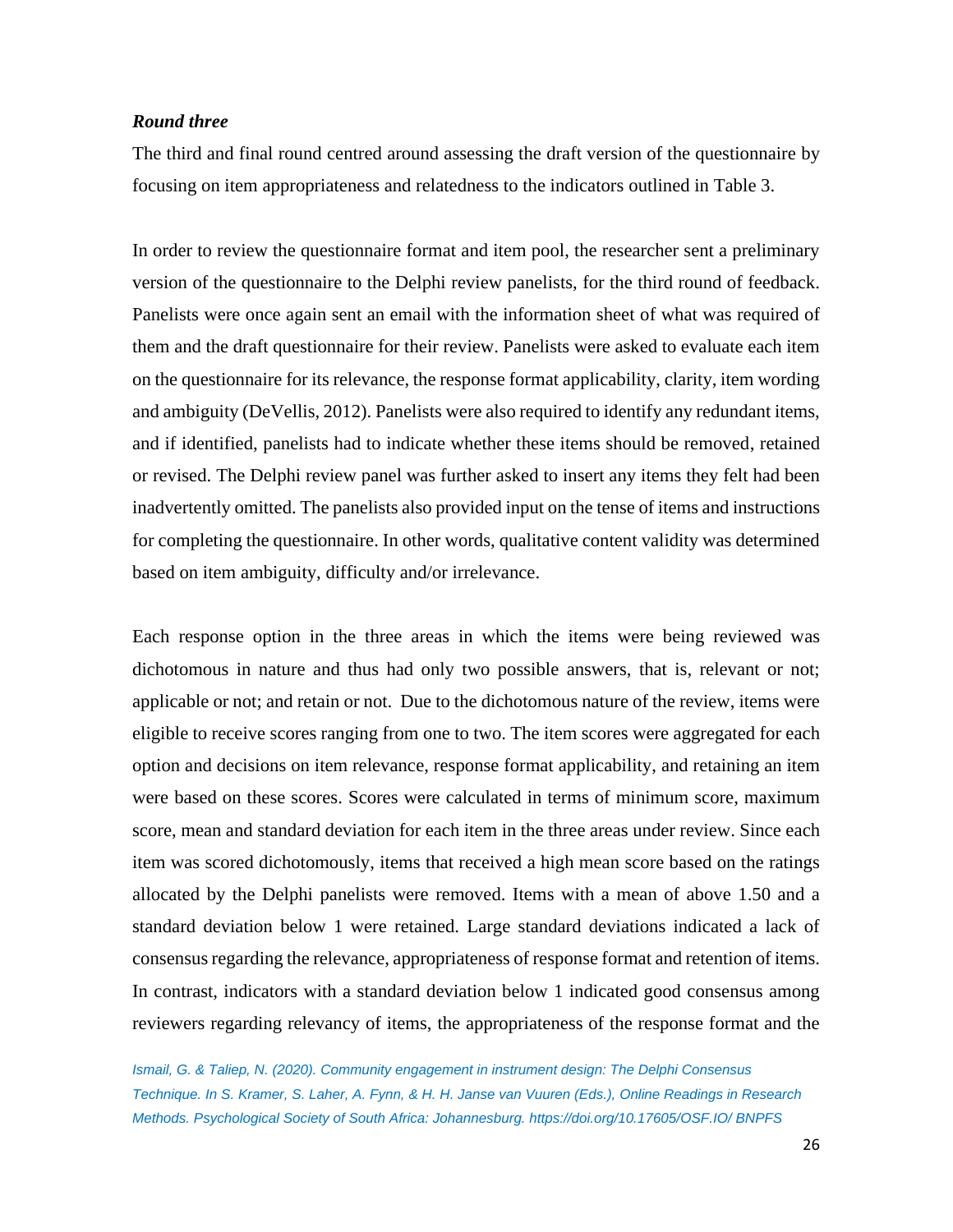***Round three***

The third and final round centred around assessing the draft version of the questionnaire by focusing on item appropriateness and relatedness to the indicators outlined in Table 3.

In order to review the questionnaire format and item pool, the researcher sent a preliminary version of the questionnaire to the Delphi review panelists, for the third round of feedback. Panelists were once again sent an email with the information sheet of what was required of them and the draft questionnaire for their review. Panelists were asked to evaluate each item on the questionnaire for its relevance, the response format applicability, clarity, item wording and ambiguity (DeVellis, 2012). Panelists were also required to identify any redundant items, and if identified, panelists had to indicate whether these items should be removed, retained or revised. The Delphi review panel was further asked to insert any items they felt had been inadvertently omitted. The panelists also provided input on the tense of items and instructions for completing the questionnaire. In other words, qualitative content validity was determined based on item ambiguity, difficulty and/or irrelevance.

Each response option in the three areas in which the items were being reviewed was dichotomous in nature and thus had only two possible answers, that is, relevant or not; applicable or not; and retain or not. Due to the dichotomous nature of the review, items were eligible to receive scores ranging from one to two. The item scores were aggregated for each option and decisions on item relevance, response format applicability, and retaining an item were based on these scores. Scores were calculated in terms of minimum score, maximum score, mean and standard deviation for each item in the three areas under review. Since each item was scored dichotomously, items that received a high mean score based on the ratings allocated by the Delphi panelists were removed. Items with a mean of above 1.50 and a standard deviation below 1 were retained. Large standard deviations indicated a lack of consensus regarding the relevance, appropriateness of response format and retention of items. In contrast, indicators with a standard deviation below 1 indicated good consensus among reviewers regarding relevancy of items, the appropriateness of the response format and the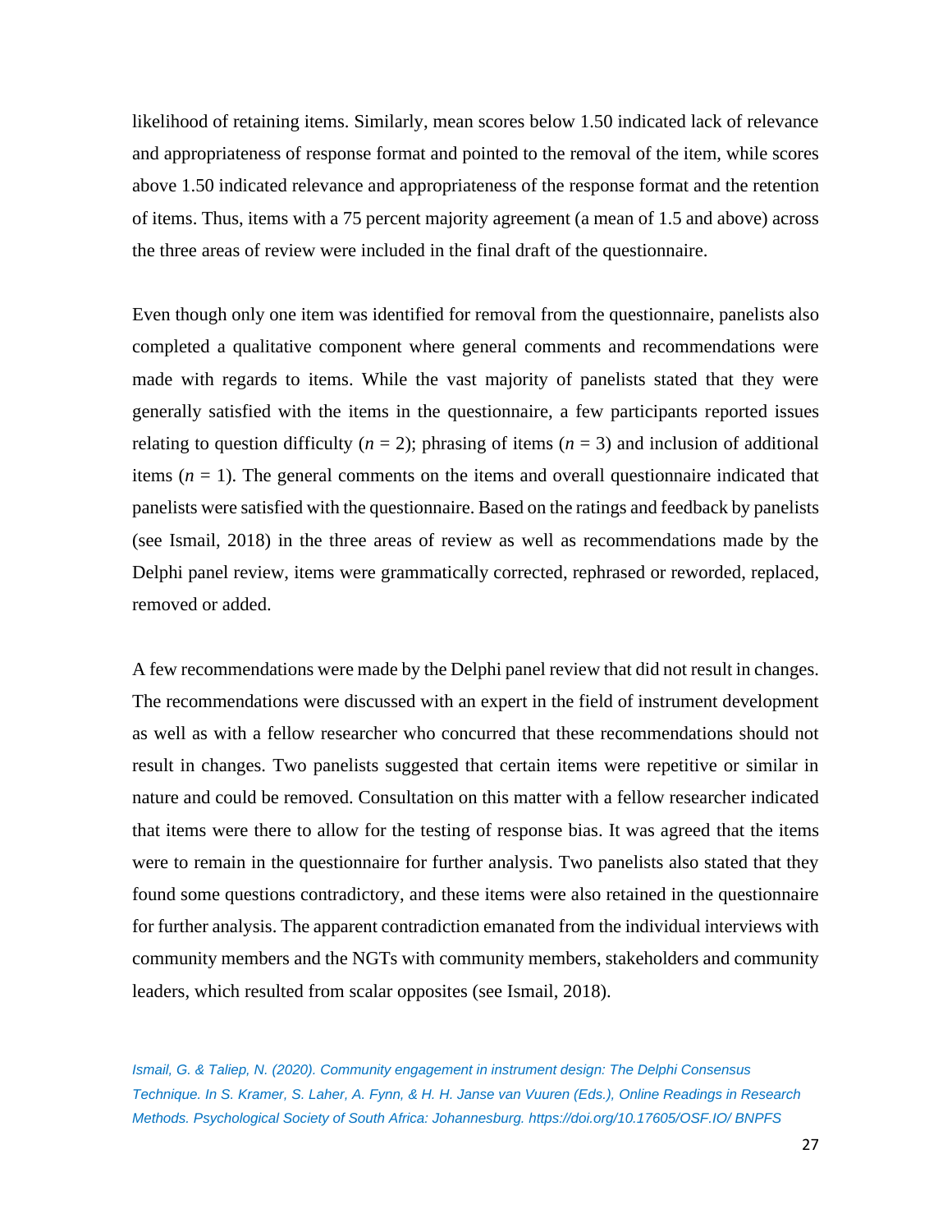likelihood of retaining items. Similarly, mean scores below 1.50 indicated lack of relevance and appropriateness of response format and pointed to the removal of the item, while scores above 1.50 indicated relevance and appropriateness of the response format and the retention of items. Thus, items with a 75 percent majority agreement (a mean of 1.5 and above) across the three areas of review were included in the final draft of the questionnaire.

Even though only one item was identified for removal from the questionnaire, panelists also completed a qualitative component where general comments and recommendations were made with regards to items. While the vast majority of panelists stated that they were generally satisfied with the items in the questionnaire, a few participants reported issues relating to question difficulty ($n = 2$); phrasing of items ($n = 3$) and inclusion of additional items ($n = 1$). The general comments on the items and overall questionnaire indicated that panelists were satisfied with the questionnaire. Based on the ratings and feedback by panelists (see Ismail, 2018) in the three areas of review as well as recommendations made by the Delphi panel review, items were grammatically corrected, rephrased or reworded, replaced, removed or added.

A few recommendations were made by the Delphi panel review that did not result in changes. The recommendations were discussed with an expert in the field of instrument development as well as with a fellow researcher who concurred that these recommendations should not result in changes. Two panelists suggested that certain items were repetitive or similar in nature and could be removed. Consultation on this matter with a fellow researcher indicated that items were there to allow for the testing of response bias. It was agreed that the items were to remain in the questionnaire for further analysis. Two panelists also stated that they found some questions contradictory, and these items were also retained in the questionnaire for further analysis. The apparent contradiction emanated from the individual interviews with community members and the NGTs with community members, stakeholders and community leaders, which resulted from scalar opposites (see Ismail, 2018).

*Ismail, G. & Taliep, N. (2020). Community engagement in instrument design: The Delphi Consensus Technique. In S. Kramer, S. Laher, A. Fynn, & H. H. Janse van Vuuren (Eds.), Online Readings in Research Methods. Psychological Society of South Africa: Johannesburg. https://doi.org/10.17605/OSF.IO/ BNPFS*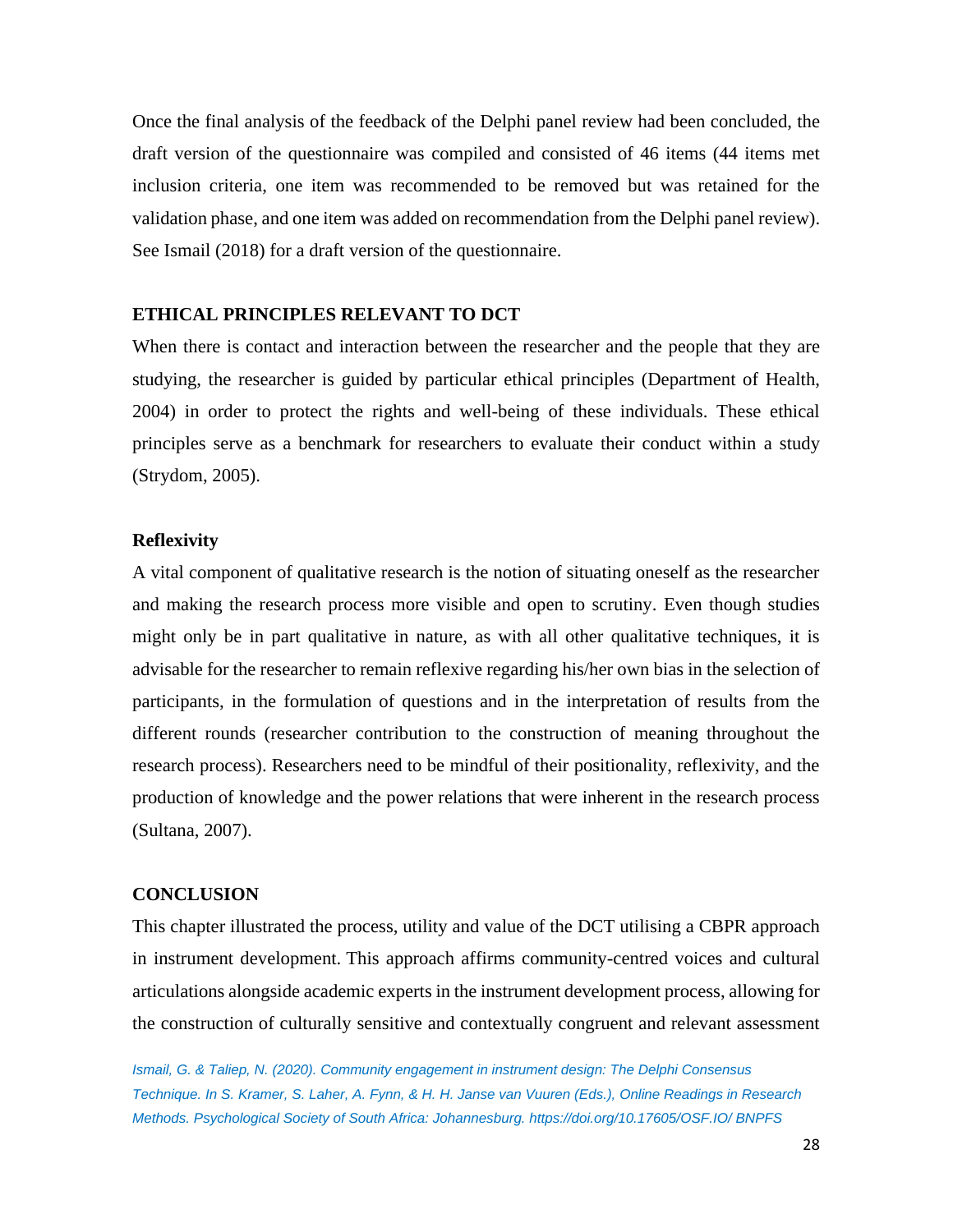Once the final analysis of the feedback of the Delphi panel review had been concluded, the draft version of the questionnaire was compiled and consisted of 46 items (44 items met inclusion criteria, one item was recommended to be removed but was retained for the validation phase, and one item was added on recommendation from the Delphi panel review). See Ismail (2018) for a draft version of the questionnaire.

## ETHICAL PRINCIPLES RELEVANT TO DCT

When there is contact and interaction between the researcher and the people that they are studying, the researcher is guided by particular ethical principles (Department of Health, 2004) in order to protect the rights and well-being of these individuals. These ethical principles serve as a benchmark for researchers to evaluate their conduct within a study (Strydom, 2005).

### Reflexivity

A vital component of qualitative research is the notion of situating oneself as the researcher and making the research process more visible and open to scrutiny. Even though studies might only be in part qualitative in nature, as with all other qualitative techniques, it is advisable for the researcher to remain reflexive regarding his/her own bias in the selection of participants, in the formulation of questions and in the interpretation of results from the different rounds (researcher contribution to the construction of meaning throughout the research process). Researchers need to be mindful of their positionality, reflexivity, and the production of knowledge and the power relations that were inherent in the research process (Sultana, 2007).

## CONCLUSION

This chapter illustrated the process, utility and value of the DCT utilising a CBPR approach in instrument development. This approach affirms community-centred voices and cultural articulations alongside academic experts in the instrument development process, allowing for the construction of culturally sensitive and contextually congruent and relevant assessment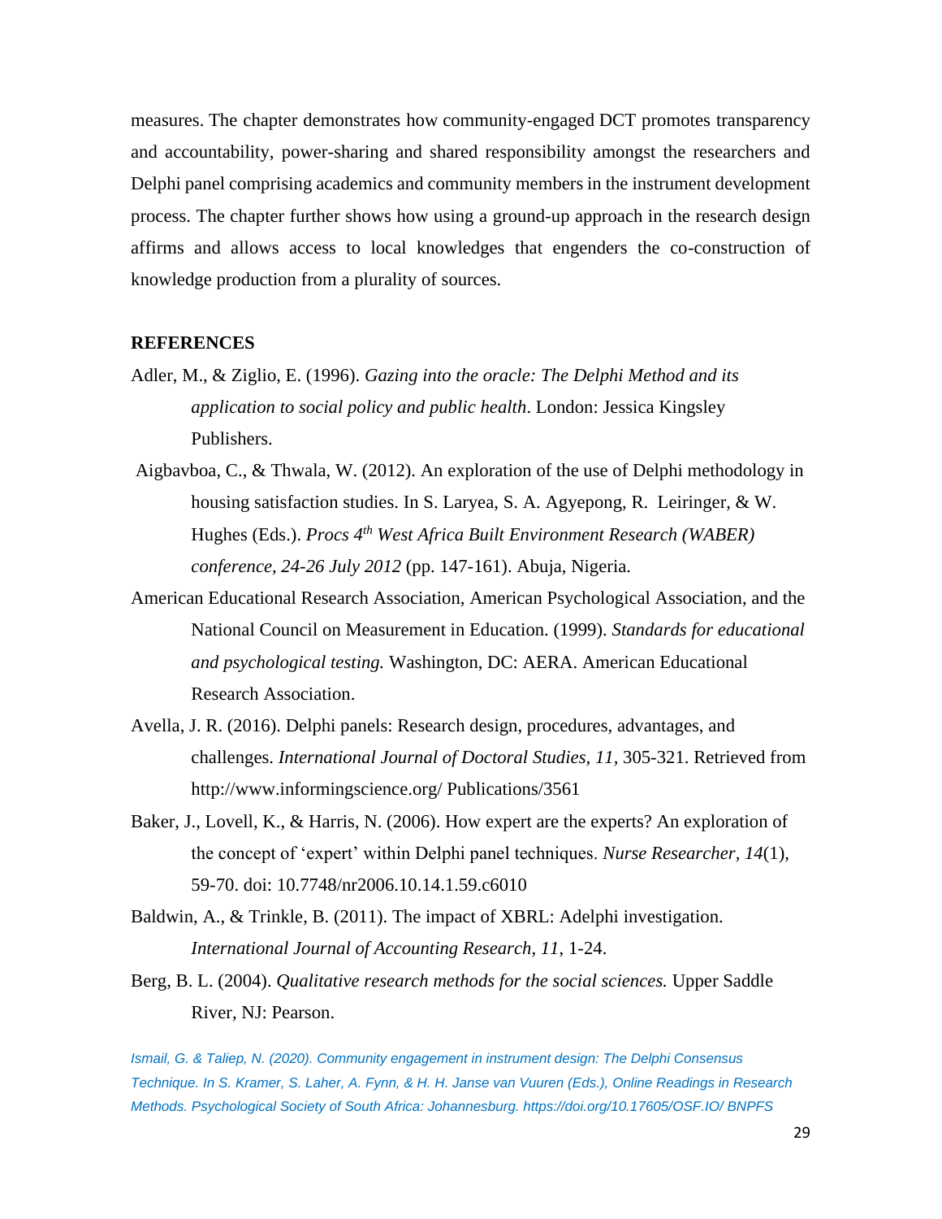measures. The chapter demonstrates how community-engaged DCT promotes transparency and accountability, power-sharing and shared responsibility amongst the researchers and Delphi panel comprising academics and community members in the instrument development process. The chapter further shows how using a ground-up approach in the research design affirms and allows access to local knowledges that engenders the co-construction of knowledge production from a plurality of sources.

## REFERENCES

Adler, M., & Ziglio, E. (1996). *Gazing into the oracle: The Delphi Method and its application to social policy and public health*. London: Jessica Kingsley Publishers.

Aigbavboa, C., & Thwala, W. (2012). An exploration of the use of Delphi methodology in housing satisfaction studies. In S. Laryea, S. A. Agyepong, R. Leiringer, & W. Hughes (Eds.). *Procs 4th West Africa Built Environment Research (WABER) conference, 24-26 July 2012* (pp. 147-161). Abuja, Nigeria.

American Educational Research Association, American Psychological Association, and the National Council on Measurement in Education. (1999). *Standards for educational and psychological testing.* Washington, DC: AERA. American Educational Research Association.

Avella, J. R. (2016). Delphi panels: Research design, procedures, advantages, and challenges. *International Journal of Doctoral Studies, 11,* 305-321. Retrieved from http://www.informingscience.org/ Publications/3561

Baker, J., Lovell, K., & Harris, N. (2006). How expert are the experts? An exploration of the concept of 'expert' within Delphi panel techniques. *Nurse Researcher, 14*(1), 59-70. doi: 10.7748/nr2006.10.14.1.59.c6010

Baldwin, A., & Trinkle, B. (2011). The impact of XBRL: Adelphi investigation. *International Journal of Accounting Research, 11*, 1-24.

Berg, B. L. (2004). *Qualitative research methods for the social sciences.* Upper Saddle River, NJ: Pearson.

*Ismail, G. & Taliep, N. (2020). Community engagement in instrument design: The Delphi Consensus Technique. In S. Kramer, S. Laher, A. Fynn, & H. H. Janse van Vuuren (Eds.), Online Readings in Research Methods. Psychological Society of South Africa: Johannesburg. https://doi.org/10.17605/OSF.IO/ BNPFS*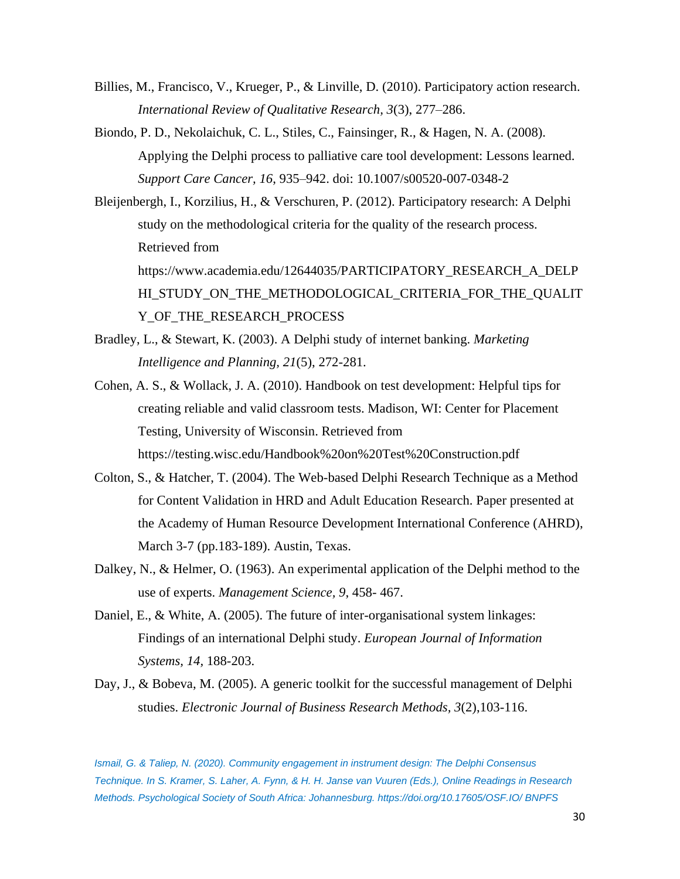Billies, M., Francisco, V., Krueger, P., & Linville, D. (2010). Participatory action research. *International Review of Qualitative Research, 3*(3), 277–286.

Biondo, P. D., Nekolaichuk, C. L., Stiles, C., Fainsinger, R., & Hagen, N. A. (2008). Applying the Delphi process to palliative care tool development: Lessons learned. *Support Care Cancer, 16*, 935–942. doi: 10.1007/s00520-007-0348-2

Bleijenbergh, I., Korzilius, H., & Verschuren, P. (2012). Participatory research: A Delphi study on the methodological criteria for the quality of the research process. Retrieved from https://www.academia.edu/12644035/PARTICIPATORY_RESEARCH_A_DELPHI_STUDY_ON_THE_METHODOLOGICAL_CRITERIA_FOR_THE_QUALITY_OF_THE_RESEARCH_PROCESS

Bradley, L., & Stewart, K. (2003). A Delphi study of internet banking. *Marketing Intelligence and Planning, 21*(5), 272-281.

Cohen, A. S., & Wollack, J. A. (2010). Handbook on test development: Helpful tips for creating reliable and valid classroom tests. Madison, WI: Center for Placement Testing, University of Wisconsin. Retrieved from https://testing.wisc.edu/Handbook%20on%20Test%20Construction.pdf

Colton, S., & Hatcher, T. (2004). The Web-based Delphi Research Technique as a Method for Content Validation in HRD and Adult Education Research. Paper presented at the Academy of Human Resource Development International Conference (AHRD), March 3-7 (pp.183-189). Austin, Texas.

Dalkey, N., & Helmer, O. (1963). An experimental application of the Delphi method to the use of experts. *Management Science, 9*, 458- 467.

Daniel, E., & White, A. (2005). The future of inter-organisational system linkages: Findings of an international Delphi study. *European Journal of Information Systems, 14*, 188-203.

Day, J., & Bobeva, M. (2005). A generic toolkit for the successful management of Delphi studies. *Electronic Journal of Business Research Methods, 3*(2),103-116.

*Ismail, G. & Taliep, N. (2020). Community engagement in instrument design: The Delphi Consensus Technique. In S. Kramer, S. Laher, A. Fynn, & H. H. Janse van Vuuren (Eds.), Online Readings in Research Methods. Psychological Society of South Africa: Johannesburg. https://doi.org/10.17605/OSF.IO/ BNPFS*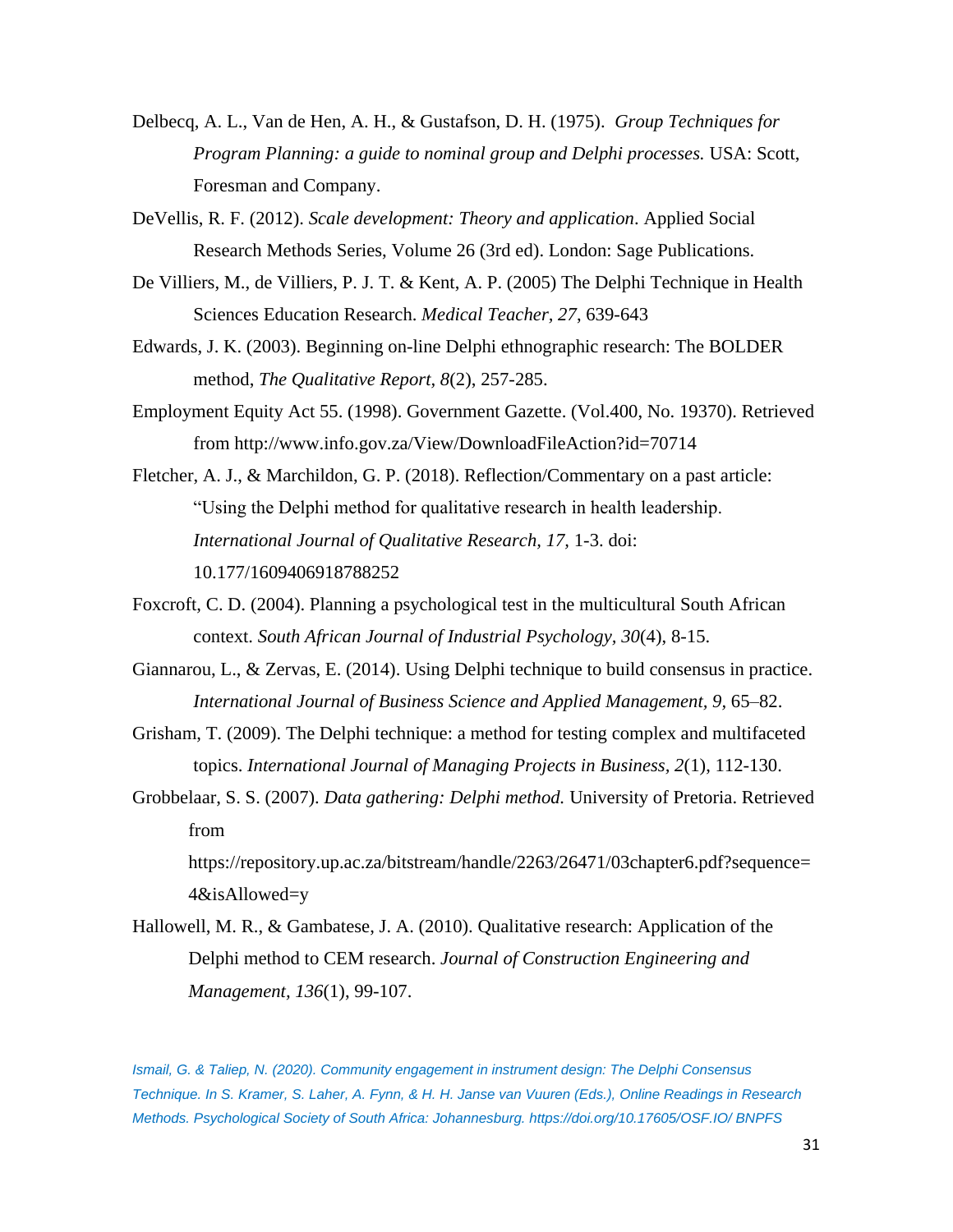Delbecq, A. L., Van de Hen, A. H., & Gustafson, D. H. (1975). *Group Techniques for Program Planning: a guide to nominal group and Delphi processes.* USA: Scott, Foresman and Company.

DeVellis, R. F. (2012). *Scale development: Theory and application*. Applied Social Research Methods Series, Volume 26 (3rd ed). London: Sage Publications.

De Villiers, M., de Villiers, P. J. T. & Kent, A. P. (2005) The Delphi Technique in Health Sciences Education Research. *Medical Teacher, 27*, 639-643

Edwards, J. K. (2003). Beginning on-line Delphi ethnographic research: The BOLDER method, *The Qualitative Report, 8*(2), 257-285.

Employment Equity Act 55. (1998). Government Gazette. (Vol.400, No. 19370). Retrieved from http://www.info.gov.za/View/DownloadFileAction?id=70714

Fletcher, A. J., & Marchildon, G. P. (2018). Reflection/Commentary on a past article: "Using the Delphi method for qualitative research in health leadership. *International Journal of Qualitative Research, 17*, 1-3. doi: 10.177/1609406918788252

Foxcroft, C. D. (2004). Planning a psychological test in the multicultural South African context. *South African Journal of Industrial Psychology, 30*(4), 8-15.

Giannarou, L., & Zervas, E. (2014). Using Delphi technique to build consensus in practice. *International Journal of Business Science and Applied Management, 9*, 65–82.

Grisham, T. (2009). The Delphi technique: a method for testing complex and multifaceted topics. *International Journal of Managing Projects in Business, 2*(1), 112-130.

Grobbelaar, S. S. (2007). *Data gathering: Delphi method.* University of Pretoria. Retrieved from https://repository.up.ac.za/bitstream/handle/2263/26471/03chapter6.pdf?sequence=4&isAllowed=y

Hallowell, M. R., & Gambatese, J. A. (2010). Qualitative research: Application of the Delphi method to CEM research. *Journal of Construction Engineering and Management, 136*(1), 99-107.

*Ismail, G. & Taliep, N. (2020). Community engagement in instrument design: The Delphi Consensus Technique. In S. Kramer, S. Laher, A. Fynn, & H. H. Janse van Vuuren (Eds.), Online Readings in Research Methods. Psychological Society of South Africa: Johannesburg. https://doi.org/10.17605/OSF.IO/ BNPFS*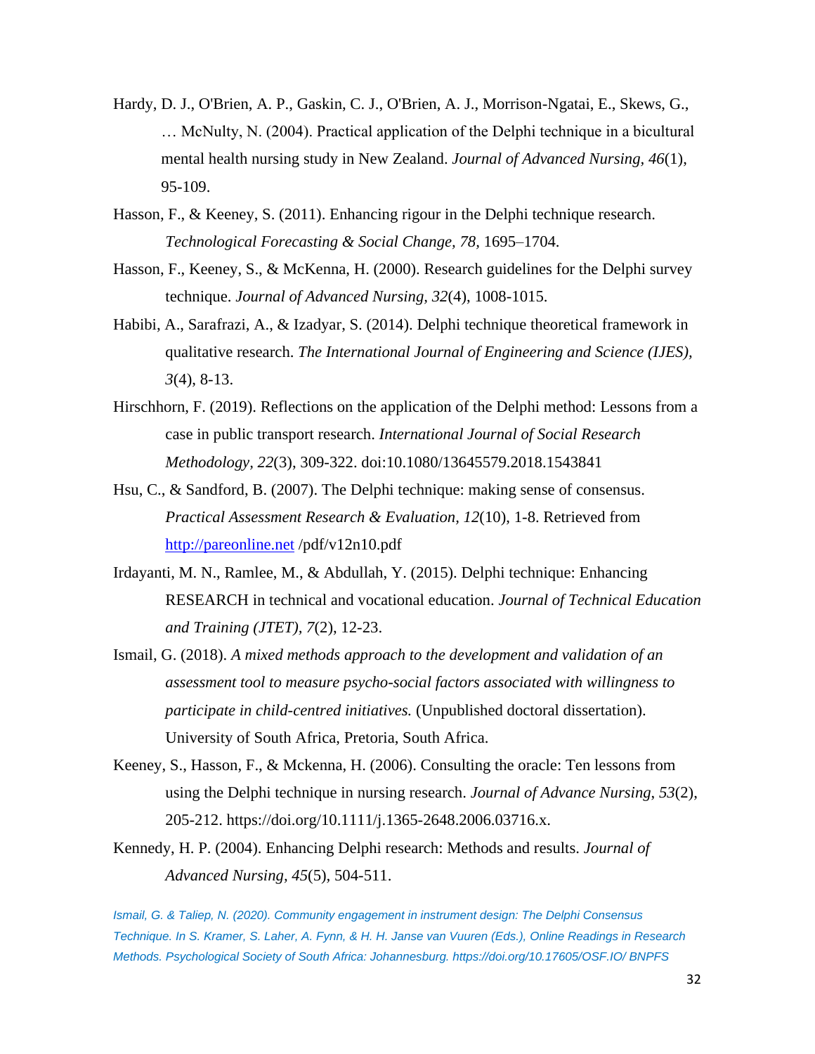Hardy, D. J., O'Brien, A. P., Gaskin, C. J., O'Brien, A. J., Morrison-Ngatai, E., Skews, G., … McNulty, N. (2004). Practical application of the Delphi technique in a bicultural mental health nursing study in New Zealand. *Journal of Advanced Nursing*, *46*(1), 95-109.

Hasson, F., & Keeney, S. (2011). Enhancing rigour in the Delphi technique research. *Technological Forecasting & Social Change, 78,* 1695–1704.

Hasson, F., Keeney, S., & McKenna, H. (2000). Research guidelines for the Delphi survey technique. *Journal of Advanced Nursing, 32*(4), 1008-1015.

Habibi, A., Sarafrazi, A., & Izadyar, S. (2014). Delphi technique theoretical framework in qualitative research. *The International Journal of Engineering and Science (IJES), 3*(4), 8-13.

Hirschhorn, F. (2019). Reflections on the application of the Delphi method: Lessons from a case in public transport research. *International Journal of Social Research Methodology*, *22*(3), 309-322. doi:10.1080/13645579.2018.1543841

Hsu, C., & Sandford, B. (2007). The Delphi technique: making sense of consensus. *Practical Assessment Research & Evaluation, 12*(10), 1-8. Retrieved from http://pareonline.net /pdf/v12n10.pdf

Irdayanti, M. N., Ramlee, M., & Abdullah, Y. (2015). Delphi technique: Enhancing RESEARCH in technical and vocational education. *Journal of Technical Education and Training (JTET), 7*(2), 12-23.

Ismail, G. (2018). *A mixed methods approach to the development and validation of an assessment tool to measure psycho-social factors associated with willingness to participate in child-centred initiatives.* (Unpublished doctoral dissertation). University of South Africa, Pretoria, South Africa.

Keeney, S., Hasson, F., & Mckenna, H. (2006). Consulting the oracle: Ten lessons from using the Delphi technique in nursing research. *Journal of Advance Nursing*, *53*(2), 205-212. https://doi.org/10.1111/j.1365-2648.2006.03716.x.

Kennedy, H. P. (2004). Enhancing Delphi research: Methods and results. *Journal of Advanced Nursing, 45*(5), 504-511.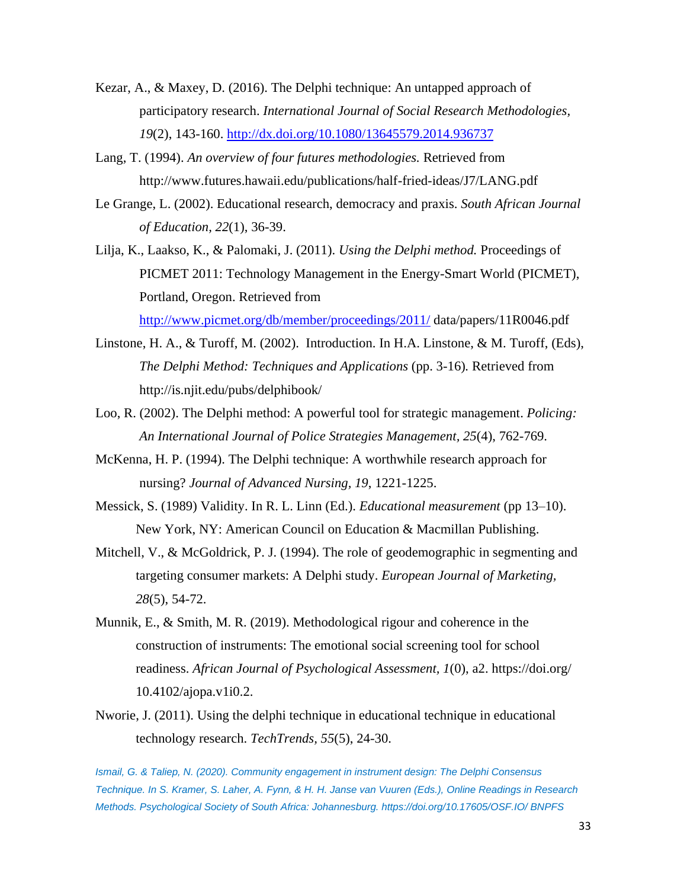Kezar, A., & Maxey, D. (2016). The Delphi technique: An untapped approach of participatory research. *International Journal of Social Research Methodologies*, *19*(2), 143-160. http://dx.doi.org/10.1080/13645579.2014.936737

Lang, T. (1994). *An overview of four futures methodologies.* Retrieved from http://www.futures.hawaii.edu/publications/half-fried-ideas/J7/LANG.pdf

Le Grange, L. (2002). Educational research, democracy and praxis. *South African Journal of Education*, *22*(1), 36-39.

Lilja, K., Laakso, K., & Palomaki, J. (2011). *Using the Delphi method.* Proceedings of PICMET 2011: Technology Management in the Energy-Smart World (PICMET), Portland, Oregon. Retrieved from http://www.picmet.org/db/member/proceedings/2011/ data/papers/11R0046.pdf

Linstone, H. A., & Turoff, M. (2002). Introduction. In H.A. Linstone, & M. Turoff, (Eds), *The Delphi Method: Techniques and Applications* (pp. 3-16)*.* Retrieved from http://is.njit.edu/pubs/delphibook/

Loo, R. (2002). The Delphi method: A powerful tool for strategic management. *Policing: An International Journal of Police Strategies Management, 25*(4), 762-769.

McKenna, H. P. (1994). The Delphi technique: A worthwhile research approach for nursing? *Journal of Advanced Nursing, 19*, 1221-1225.

Messick, S. (1989) Validity. In R. L. Linn (Ed.). *Educational measurement* (pp 13–10). New York, NY: American Council on Education & Macmillan Publishing.

Mitchell, V., & McGoldrick, P. J. (1994). The role of geodemographic in segmenting and targeting consumer markets: A Delphi study. *European Journal of Marketing, 28*(5), 54-72.

Munnik, E., & Smith, M. R. (2019). Methodological rigour and coherence in the construction of instruments: The emotional social screening tool for school readiness. *African Journal of Psychological Assessment*, *1*(0), a2. https://doi.org/ 10.4102/ajopa.v1i0.2.

Nworie, J. (2011). Using the delphi technique in educational technique in educational technology research. *TechTrends, 55*(5), 24-30.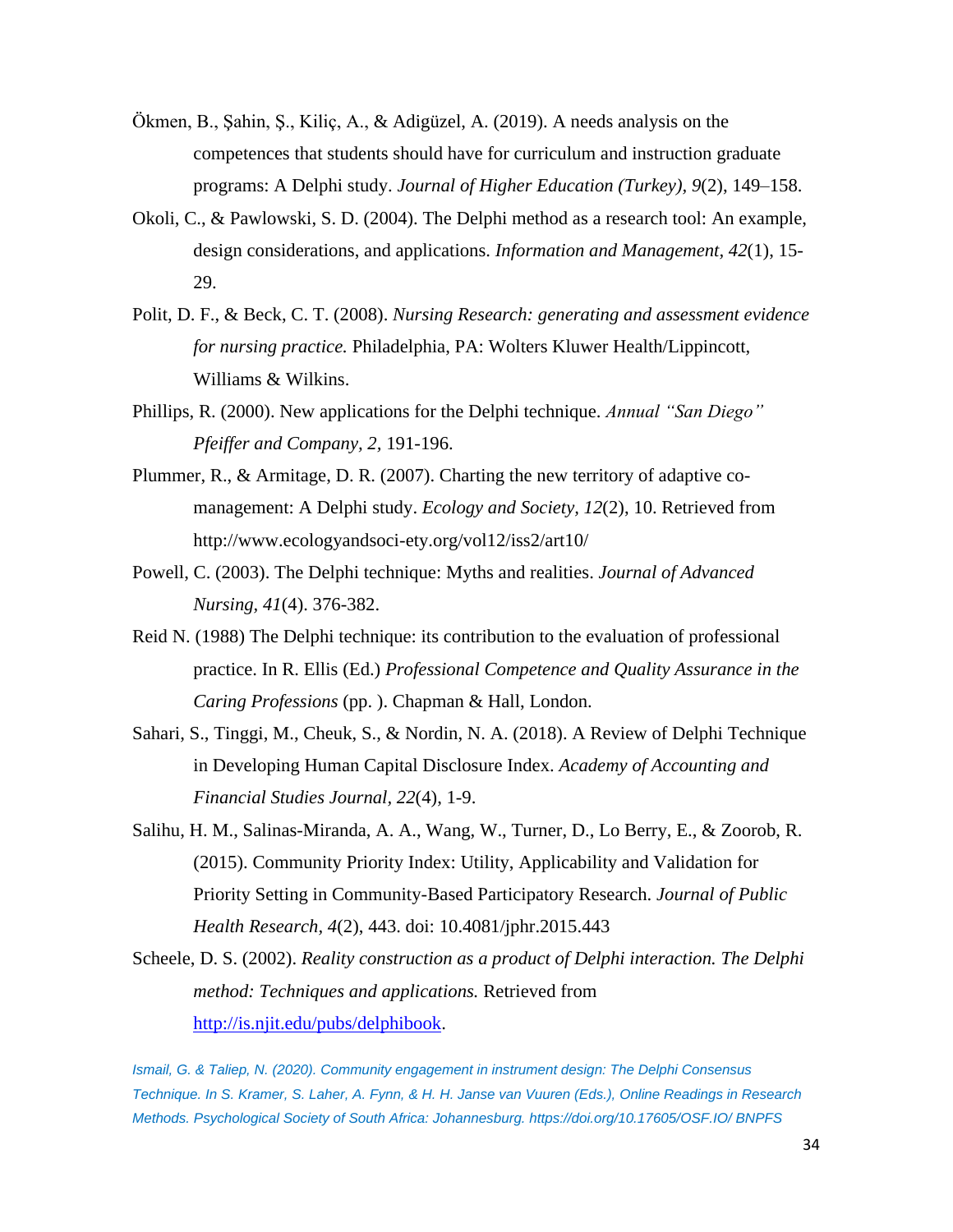Ökmen, B., Şahin, Ş., Kiliç, A., & Adigüzel, A. (2019). A needs analysis on the competences that students should have for curriculum and instruction graduate programs: A Delphi study. *Journal of Higher Education (Turkey), 9*(2), 149–158.

Okoli, C., & Pawlowski, S. D. (2004). The Delphi method as a research tool: An example, design considerations, and applications. *Information and Management, 42*(1), 15-29.

Polit, D. F., & Beck, C. T. (2008). *Nursing Research: generating and assessment evidence for nursing practice.* Philadelphia, PA: Wolters Kluwer Health/Lippincott, Williams & Wilkins.

Phillips, R. (2000). New applications for the Delphi technique. *Annual "San Diego" Pfeiffer and Company, 2,* 191-196.

Plummer, R., & Armitage, D. R. (2007). Charting the new territory of adaptive co-management: A Delphi study. *Ecology and Society, 12*(2), 10. Retrieved from http://www.ecologyandsoci-ety.org/vol12/iss2/art10/

Powell, C. (2003). The Delphi technique: Myths and realities. *Journal of Advanced Nursing, 41*(4). 376-382.

Reid N. (1988) The Delphi technique: its contribution to the evaluation of professional practice. In R. Ellis (Ed.) *Professional Competence and Quality Assurance in the Caring Professions* (pp. ). Chapman & Hall, London.

Sahari, S., Tinggi, M., Cheuk, S., & Nordin, N. A. (2018). A Review of Delphi Technique in Developing Human Capital Disclosure Index. *Academy of Accounting and Financial Studies Journal, 22*(4), 1-9.

Salihu, H. M., Salinas-Miranda, A. A., Wang, W., Turner, D., Lo Berry, E., & Zoorob, R. (2015). Community Priority Index: Utility, Applicability and Validation for Priority Setting in Community-Based Participatory Research. *Journal of Public Health Research, 4*(2), 443. doi: 10.4081/jphr.2015.443

Scheele, D. S. (2002). *Reality construction as a product of Delphi interaction. The Delphi method: Techniques and applications.* Retrieved from http://is.njit.edu/pubs/delphibook.

*Ismail, G. & Taliep, N. (2020). Community engagement in instrument design: The Delphi Consensus Technique. In S. Kramer, S. Laher, A. Fynn, & H. H. Janse van Vuuren (Eds.), Online Readings in Research Methods. Psychological Society of South Africa: Johannesburg. https://doi.org/10.17605/OSF.IO/ BNPFS*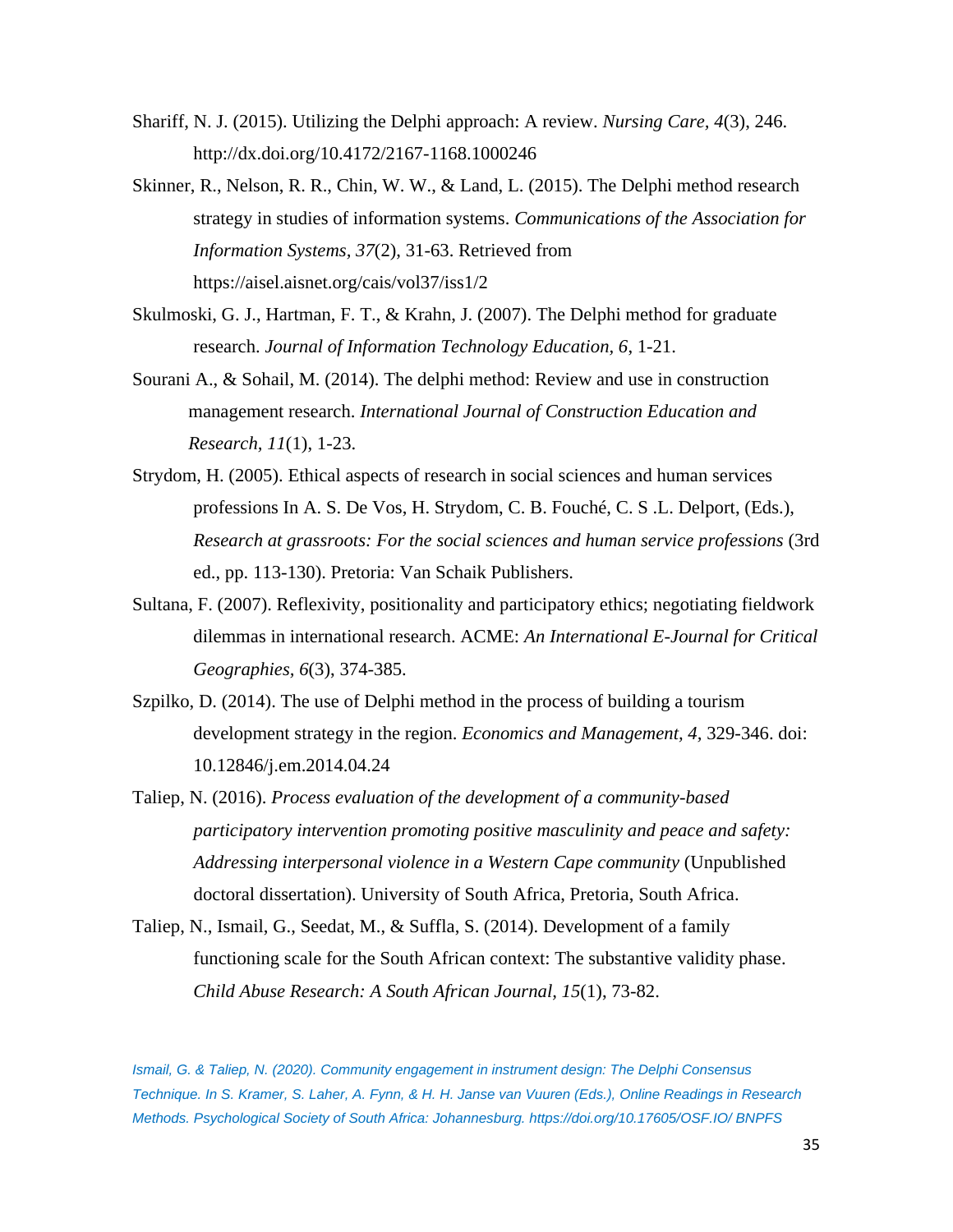Shariff, N. J. (2015). Utilizing the Delphi approach: A review. *Nursing Care, 4*(3), 246. http://dx.doi.org/10.4172/2167-1168.1000246

Skinner, R., Nelson, R. R., Chin, W. W., & Land, L. (2015). The Delphi method research strategy in studies of information systems. *Communications of the Association for Information Systems, 37*(2), 31-63. Retrieved from https://aisel.aisnet.org/cais/vol37/iss1/2

Skulmoski, G. J., Hartman, F. T., & Krahn, J. (2007). The Delphi method for graduate research. *Journal of Information Technology Education*, *6*, 1-21.

Sourani A., & Sohail, M. (2014). The delphi method: Review and use in construction management research. *International Journal of Construction Education and Research, 11*(1), 1-23.

Strydom, H. (2005). Ethical aspects of research in social sciences and human services professions In A. S. De Vos, H. Strydom, C. B. Fouché, C. S .L. Delport, (Eds.), *Research at grassroots: For the social sciences and human service professions* (3rd ed., pp. 113-130). Pretoria: Van Schaik Publishers.

Sultana, F. (2007). Reflexivity, positionality and participatory ethics; negotiating fieldwork dilemmas in international research. ACME: *An International E-Journal for Critical Geographies*, *6*(3), 374-385.

Szpilko, D. (2014). The use of Delphi method in the process of building a tourism development strategy in the region. *Economics and Management, 4*, 329-346. doi: 10.12846/j.em.2014.04.24

Taliep, N. (2016). *Process evaluation of the development of a community-based participatory intervention promoting positive masculinity and peace and safety: Addressing interpersonal violence in a Western Cape community* (Unpublished doctoral dissertation). University of South Africa, Pretoria, South Africa.

Taliep, N., Ismail, G., Seedat, M., & Suffla, S. (2014). Development of a family functioning scale for the South African context: The substantive validity phase. *Child Abuse Research: A South African Journal, 15*(1), 73-82.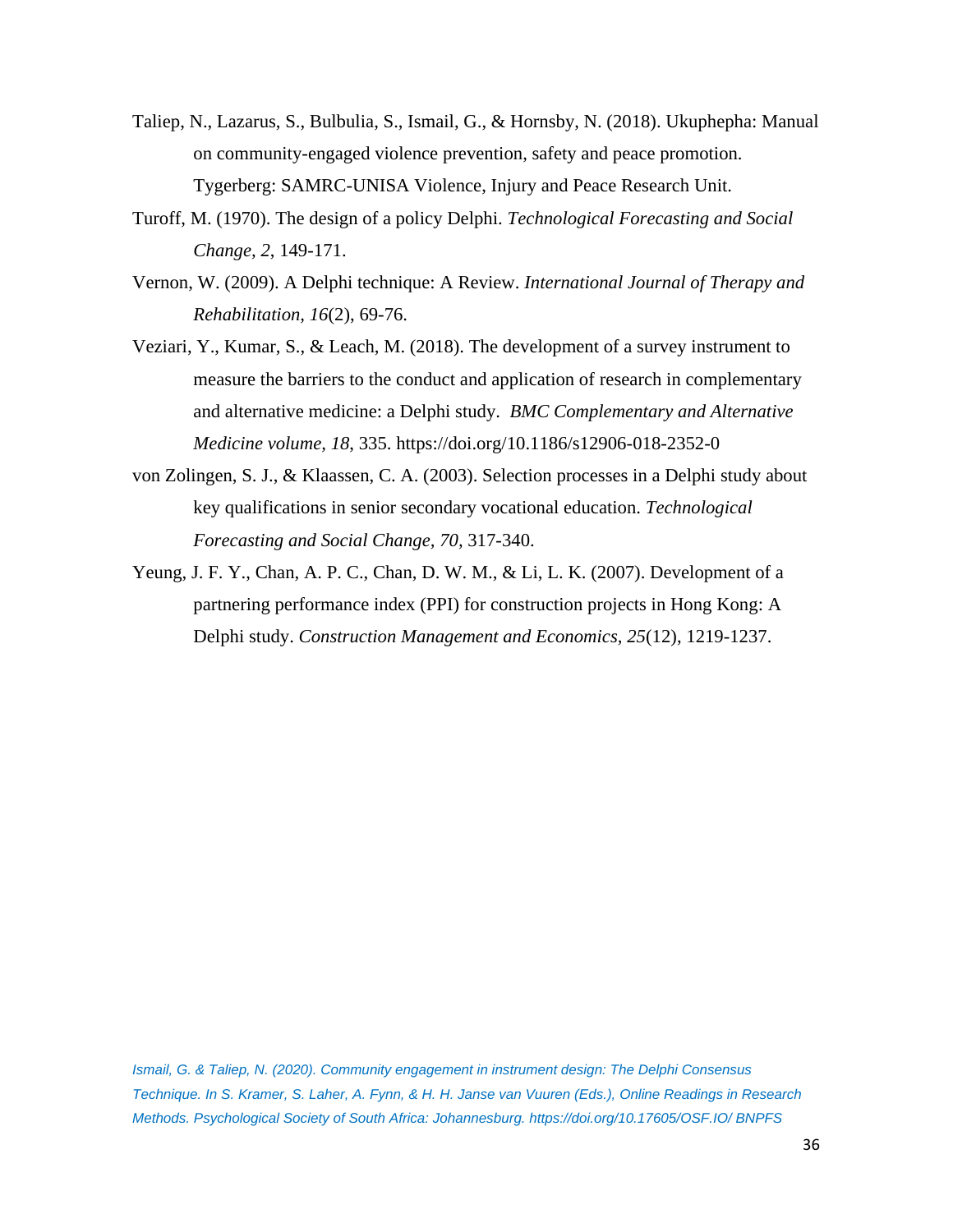Taliep, N., Lazarus, S., Bulbulia, S., Ismail, G., & Hornsby, N. (2018). Ukuphepha: Manual on community-engaged violence prevention, safety and peace promotion. Tygerberg: SAMRC-UNISA Violence, Injury and Peace Research Unit.

Turoff, M. (1970). The design of a policy Delphi. *Technological Forecasting and Social Change, 2*, 149-171.

Vernon, W. (2009). A Delphi technique: A Review. *International Journal of Therapy and Rehabilitation*, *16*(2), 69-76.

Veziari, Y., Kumar, S., & Leach, M. (2018). The development of a survey instrument to measure the barriers to the conduct and application of research in complementary and alternative medicine: a Delphi study. *BMC Complementary and Alternative Medicine volume, 18*, 335. https://doi.org/10.1186/s12906-018-2352-0

von Zolingen, S. J., & Klaassen, C. A. (2003). Selection processes in a Delphi study about key qualifications in senior secondary vocational education. *Technological Forecasting and Social Change, 70,* 317-340.

Yeung, J. F. Y., Chan, A. P. C., Chan, D. W. M., & Li, L. K. (2007). Development of a partnering performance index (PPI) for construction projects in Hong Kong: A Delphi study. *Construction Management and Economics*, *25*(12), 1219-1237.